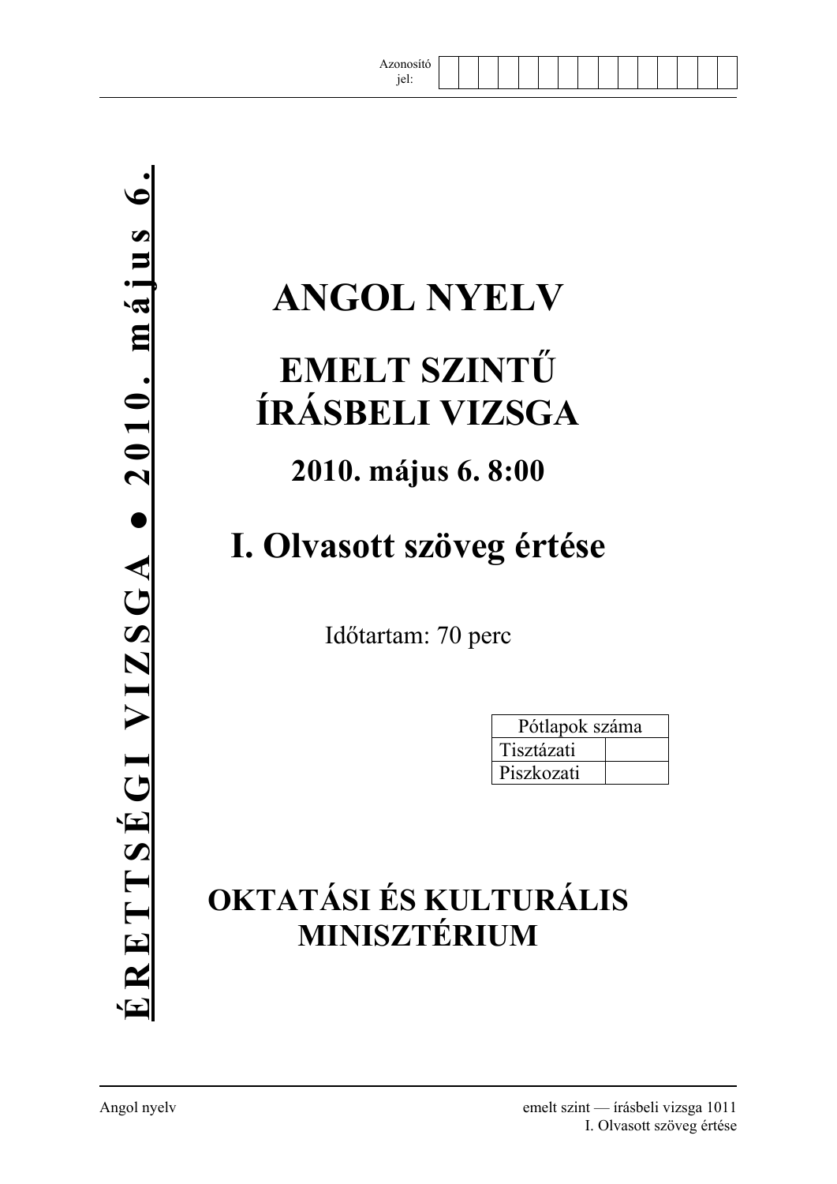Azonosító jel:

**ÉRETTSÉGI VIZSGA ● 2010. május 6.**

# ANGOL NYELV

# EMELT SZINTŰ ÍRÁSBELI VIZSGA

## 2010. május 6. 8:00

# I. Olvasott szöveg értése

Időtartam: 70 perc

| Pótlapok száma | |
|---|---|
| Tisztázati | |
| Piszkozati | |

## OKTATÁSI ÉS KULTURÁLIS MINISZTÉRIUM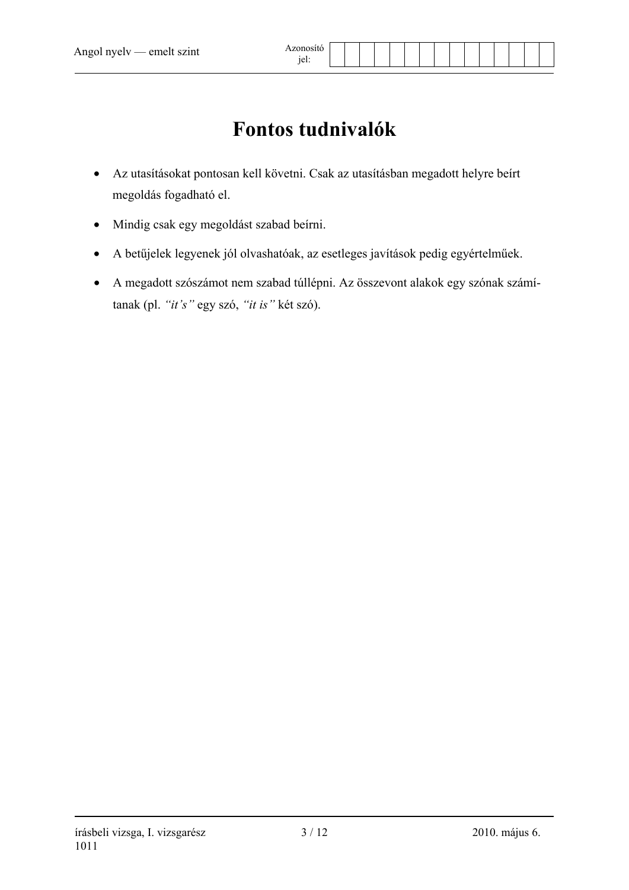# Fontos tudnivalók

- Az utasításokat pontosan kell követni. Csak az utasításban megadott helyre beírt megoldás fogadható el.
- Mindig csak egy megoldást szabad beírni.
- A betűjelek legyenek jól olvashatóak, az esetleges javítások pedig egyértelműek.
- A megadott szószámot nem szabad túllépni. Az összevont alakok egy szónak számítanak (pl. *"it's"* egy szó, *"it is"* két szó).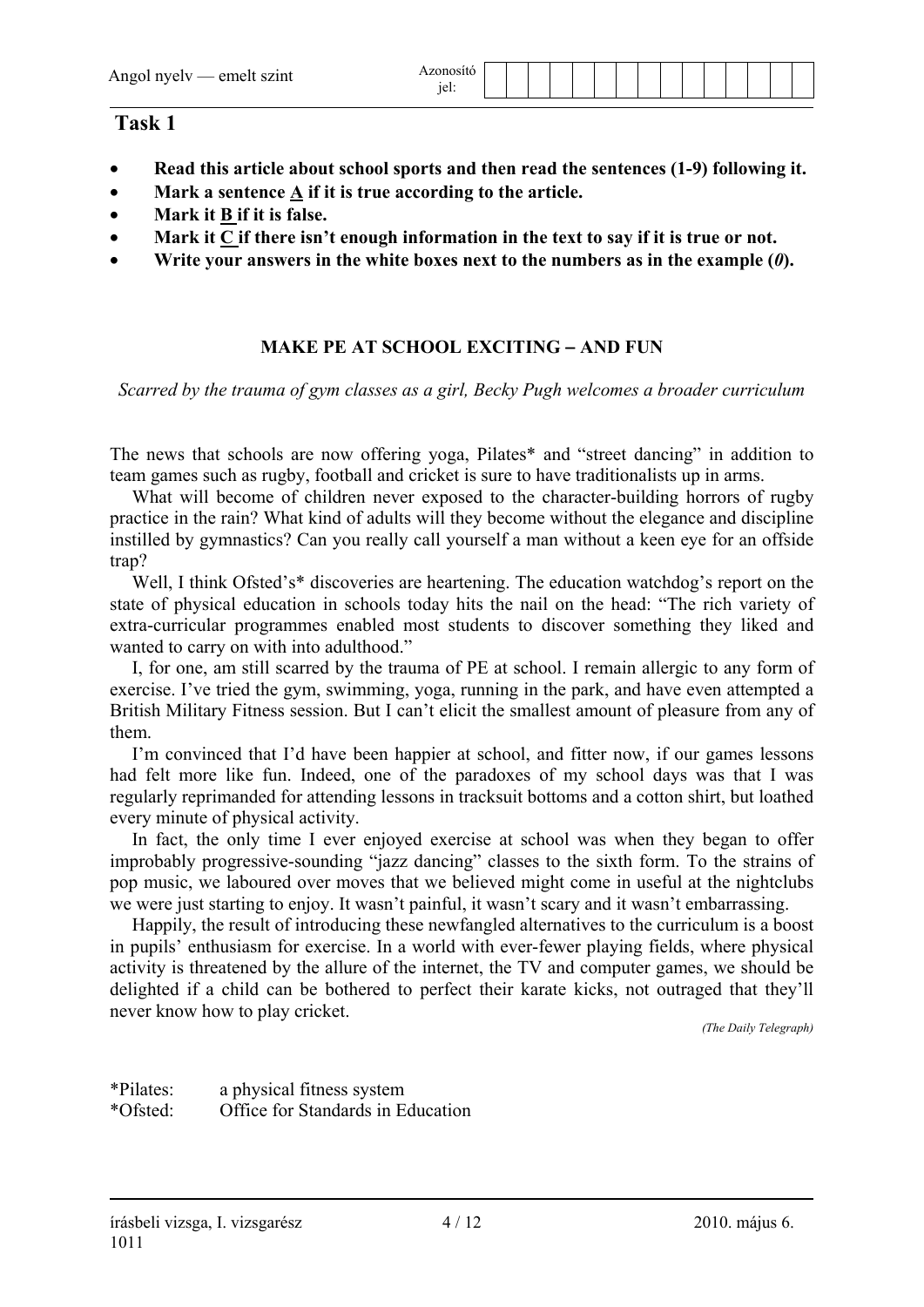## Task 1

- **Read this article about school sports and then read the sentences (1-9) following it.**
- **Mark a sentence A if it is true according to the article.**
- **Mark it B if it is false.**
- **Mark it C if there isn't enough information in the text to say if it is true or not.**
- **Write your answers in the white boxes next to the numbers as in the example (*0*).**

### MAKE PE AT SCHOOL EXCITING – AND FUN

*Scarred by the trauma of gym classes as a girl, Becky Pugh welcomes a broader curriculum*

The news that schools are now offering yoga, Pilates* and "street dancing" in addition to team games such as rugby, football and cricket is sure to have traditionalists up in arms.

What will become of children never exposed to the character-building horrors of rugby practice in the rain? What kind of adults will they become without the elegance and discipline instilled by gymnastics? Can you really call yourself a man without a keen eye for an offside trap?

Well, I think Ofsted's* discoveries are heartening. The education watchdog's report on the state of physical education in schools today hits the nail on the head: "The rich variety of extra-curricular programmes enabled most students to discover something they liked and wanted to carry on with into adulthood."

I, for one, am still scarred by the trauma of PE at school. I remain allergic to any form of exercise. I've tried the gym, swimming, yoga, running in the park, and have even attempted a British Military Fitness session. But I can't elicit the smallest amount of pleasure from any of them.

I'm convinced that I'd have been happier at school, and fitter now, if our games lessons had felt more like fun. Indeed, one of the paradoxes of my school days was that I was regularly reprimanded for attending lessons in tracksuit bottoms and a cotton shirt, but loathed every minute of physical activity.

In fact, the only time I ever enjoyed exercise at school was when they began to offer improbably progressive-sounding "jazz dancing" classes to the sixth form. To the strains of pop music, we laboured over moves that we believed might come in useful at the nightclubs we were just starting to enjoy. It wasn't painful, it wasn't scary and it wasn't embarrassing.

Happily, the result of introducing these newfangled alternatives to the curriculum is a boost in pupils' enthusiasm for exercise. In a world with ever-fewer playing fields, where physical activity is threatened by the allure of the internet, the TV and computer games, we should be delighted if a child can be bothered to perfect their karate kicks, not outraged that they'll never know how to play cricket.

*(The Daily Telegraph)*

*Pilates: a physical fitness system
*Ofsted: Office for Standards in Education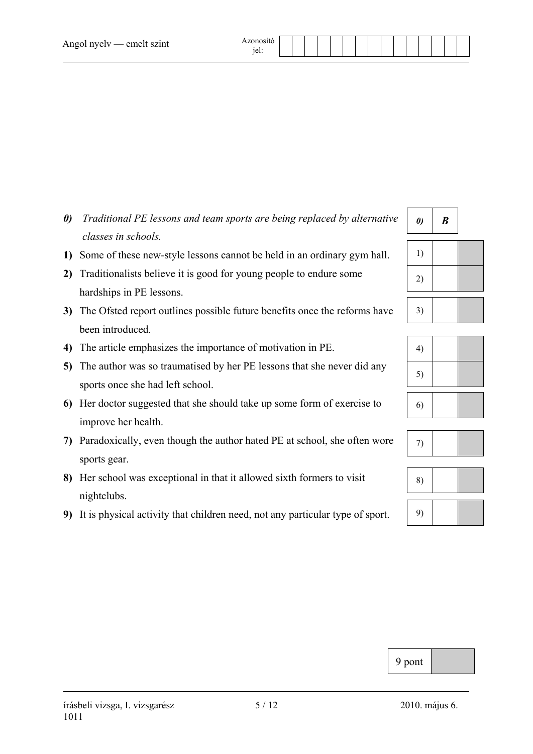*0) Traditional PE lessons and team sports are being replaced by alternative classes in schools.*

**1)** Some of these new-style lessons cannot be held in an ordinary gym hall.

**2)** Traditionalists believe it is good for young people to endure some hardships in PE lessons.

**3)** The Ofsted report outlines possible future benefits once the reforms have been introduced.

**4)** The article emphasizes the importance of motivation in PE.

**5)** The author was so traumatised by her PE lessons that she never did any sports once she had left school.

**6)** Her doctor suggested that she should take up some form of exercise to improve her health.

**7)** Paradoxically, even though the author hated PE at school, she often wore sports gear.

**8)** Her school was exceptional in that it allowed sixth formers to visit nightclubs.

**9)** It is physical activity that children need, not any particular type of sport.

| | | |
|---|---|---|
| *0)* | ***B*** | |
| 1) | | |
| 2) | | |
| 3) | | |
| 4) | | |
| 5) | | |
| 6) | | |
| 7) | | |
| 8) | | |
| 9) | | |

| 9 pont | |
|---|---|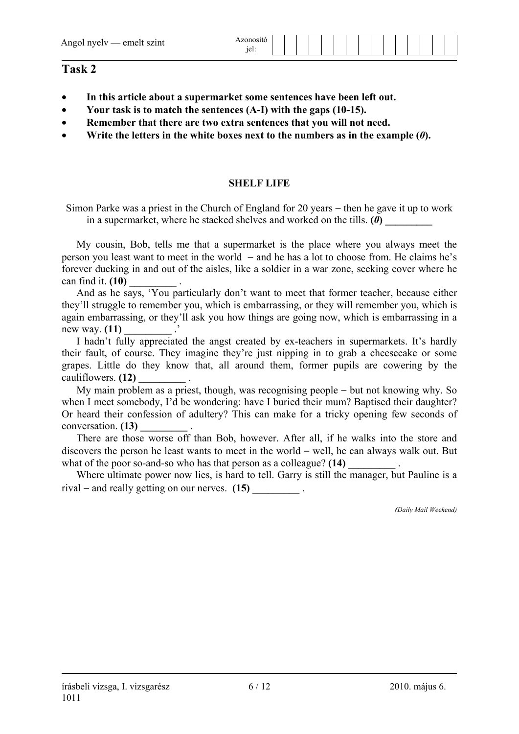## Task 2

- **In this article about a supermarket some sentences have been left out.**
- **Your task is to match the sentences (A-I) with the gaps (10-15).**
- **Remember that there are two extra sentences that you will not need.**
- **Write the letters in the white boxes next to the numbers as in the example (*0*).**

### SHELF LIFE

Simon Parke was a priest in the Church of England for 20 years – then he gave it up to work in a supermarket, where he stacked shelves and worked on the tills. **(*0*)** _________

My cousin, Bob, tells me that a supermarket is the place where you always meet the person you least want to meet in the world – and he has a lot to choose from. He claims he's forever ducking in and out of the aisles, like a soldier in a war zone, seeking cover where he can find it. **(10)** _________ .

And as he says, 'You particularly don't want to meet that former teacher, because either they'll struggle to remember you, which is embarrassing, or they will remember you, which is again embarrassing, or they'll ask you how things are going now, which is embarrassing in a new way. **(11)** _________ .'

I hadn't fully appreciated the angst created by ex-teachers in supermarkets. It's hardly their fault, of course. They imagine they're just nipping in to grab a cheesecake or some grapes. Little do they know that, all around them, former pupils are cowering by the cauliflowers. **(12)** _________ .

My main problem as a priest, though, was recognising people – but not knowing why. So when I meet somebody, I'd be wondering: have I buried their mum? Baptised their daughter? Or heard their confession of adultery? This can make for a tricky opening few seconds of conversation. **(13)** _________ .

There are those worse off than Bob, however. After all, if he walks into the store and discovers the person he least wants to meet in the world – well, he can always walk out. But what of the poor so-and-so who has that person as a colleague? **(14)** _________ .

Where ultimate power now lies, is hard to tell. Garry is still the manager, but Pauline is a rival – and really getting on our nerves. **(15)** _________ .

*(Daily Mail Weekend)*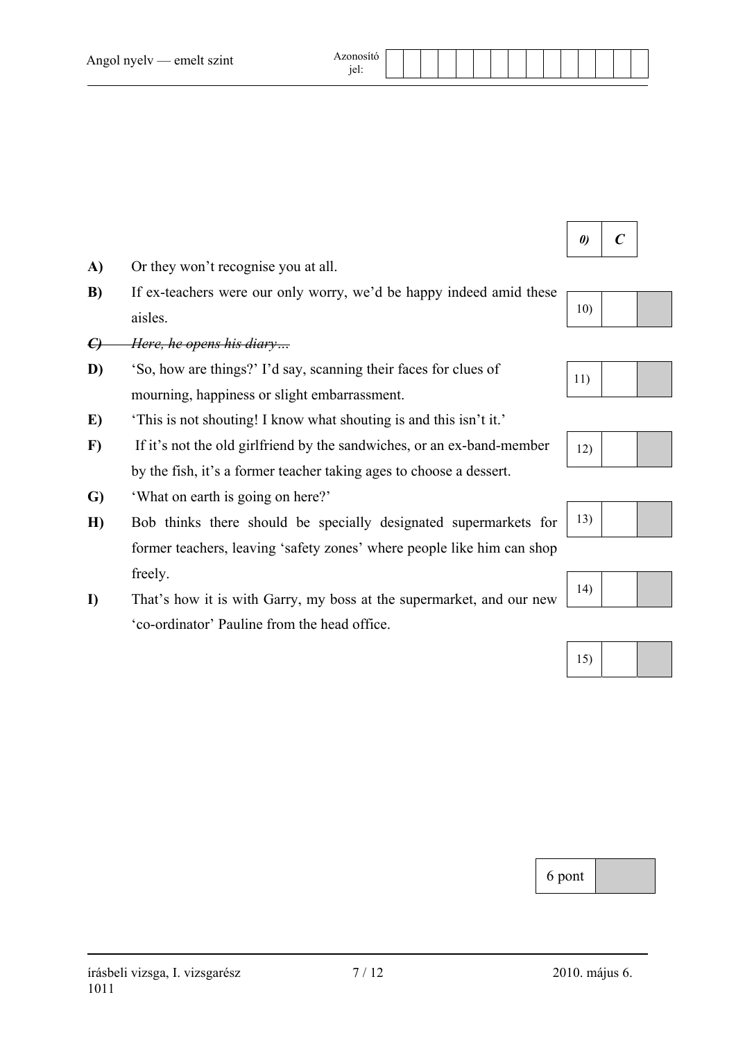| 0) | C |
|---|---|

**A)** Or they won't recognise you at all.

**B)** If ex-teachers were our only worry, we'd be happy indeed amid these aisles.

~~***C)** Here, he opens his diary…*~~

**D)** 'So, how are things?' I'd say, scanning their faces for clues of mourning, happiness or slight embarrassment.

**E)** 'This is not shouting! I know what shouting is and this isn't it.'

**F)** If it's not the old girlfriend by the sandwiches, or an ex-band-member by the fish, it's a former teacher taking ages to choose a dessert.

**G)** 'What on earth is going on here?'

**H)** Bob thinks there should be specially designated supermarkets for former teachers, leaving 'safety zones' where people like him can shop freely.

**I)** That's how it is with Garry, my boss at the supermarket, and our new 'co-ordinator' Pauline from the head office.

| | | |
|---|---|---|
| 10) | | |
| 11) | | |
| 12) | | |
| 13) | | |
| 14) | | |
| 15) | | |

| 6 pont | |
|---|---|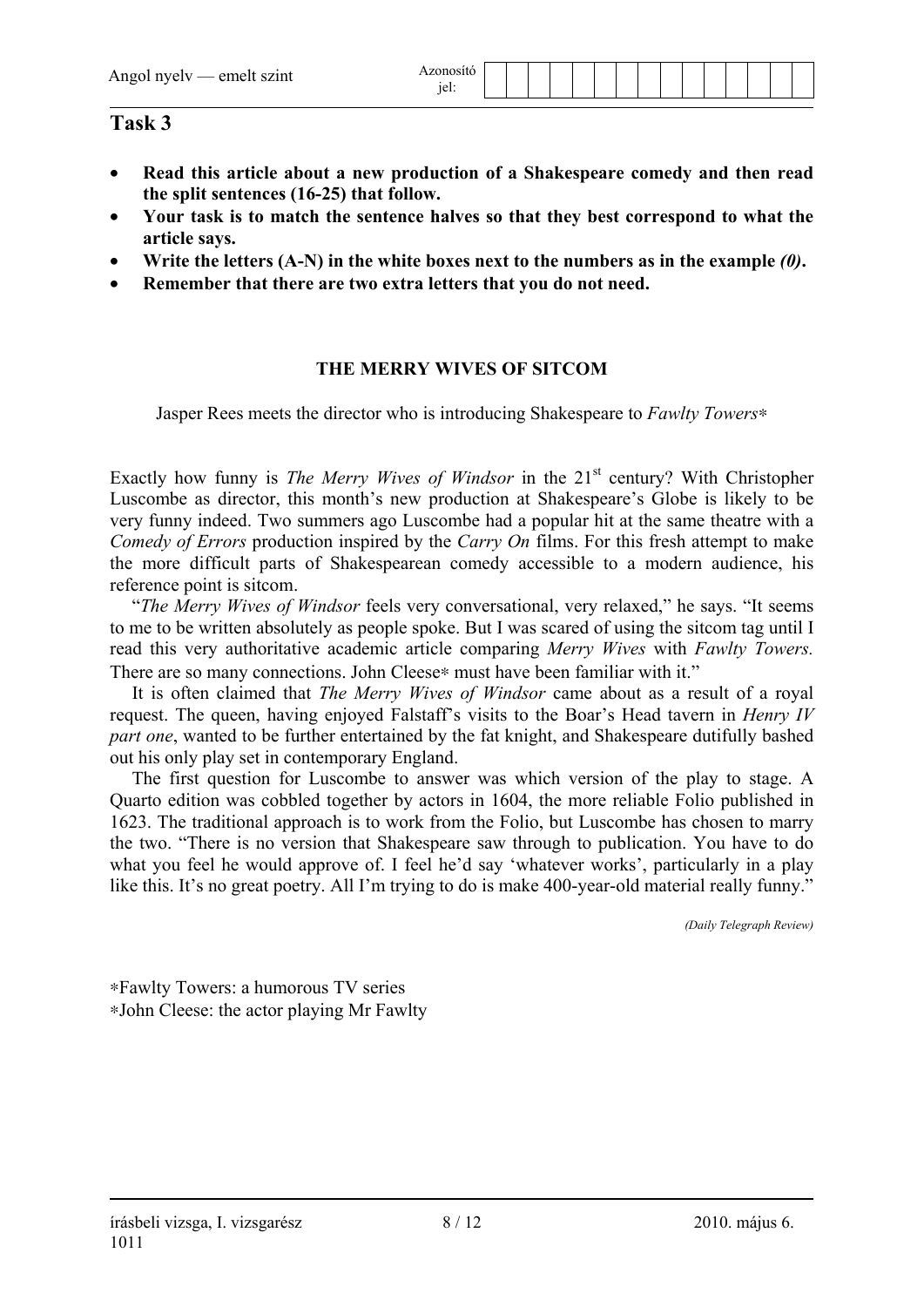## Task 3

- **Read this article about a new production of a Shakespeare comedy and then read the split sentences (16-25) that follow.**
- **Your task is to match the sentence halves so that they best correspond to what the article says.**
- **Write the letters (A-N) in the white boxes next to the numbers as in the example *(0)*.**
- **Remember that there are two extra letters that you do not need.**

### THE MERRY WIVES OF SITCOM

Jasper Rees meets the director who is introducing Shakespeare to *Fawlty Towers*∗

Exactly how funny is *The Merry Wives of Windsor* in the 21st century? With Christopher Luscombe as director, this month's new production at Shakespeare's Globe is likely to be very funny indeed. Two summers ago Luscombe had a popular hit at the same theatre with a *Comedy of Errors* production inspired by the *Carry On* films. For this fresh attempt to make the more difficult parts of Shakespearean comedy accessible to a modern audience, his reference point is sitcom.

"*The Merry Wives of Windsor* feels very conversational, very relaxed," he says. "It seems to me to be written absolutely as people spoke. But I was scared of using the sitcom tag until I read this very authoritative academic article comparing *Merry Wives* with *Fawlty Towers.* There are so many connections. John Cleese∗ must have been familiar with it."

It is often claimed that *The Merry Wives of Windsor* came about as a result of a royal request. The queen, having enjoyed Falstaff's visits to the Boar's Head tavern in *Henry IV part one*, wanted to be further entertained by the fat knight, and Shakespeare dutifully bashed out his only play set in contemporary England.

The first question for Luscombe to answer was which version of the play to stage. A Quarto edition was cobbled together by actors in 1604, the more reliable Folio published in 1623. The traditional approach is to work from the Folio, but Luscombe has chosen to marry the two. "There is no version that Shakespeare saw through to publication. You have to do what you feel he would approve of. I feel he'd say 'whatever works', particularly in a play like this. It's no great poetry. All I'm trying to do is make 400-year-old material really funny."

*(Daily Telegraph Review)*

∗Fawlty Towers: a humorous TV series
∗John Cleese: the actor playing Mr Fawlty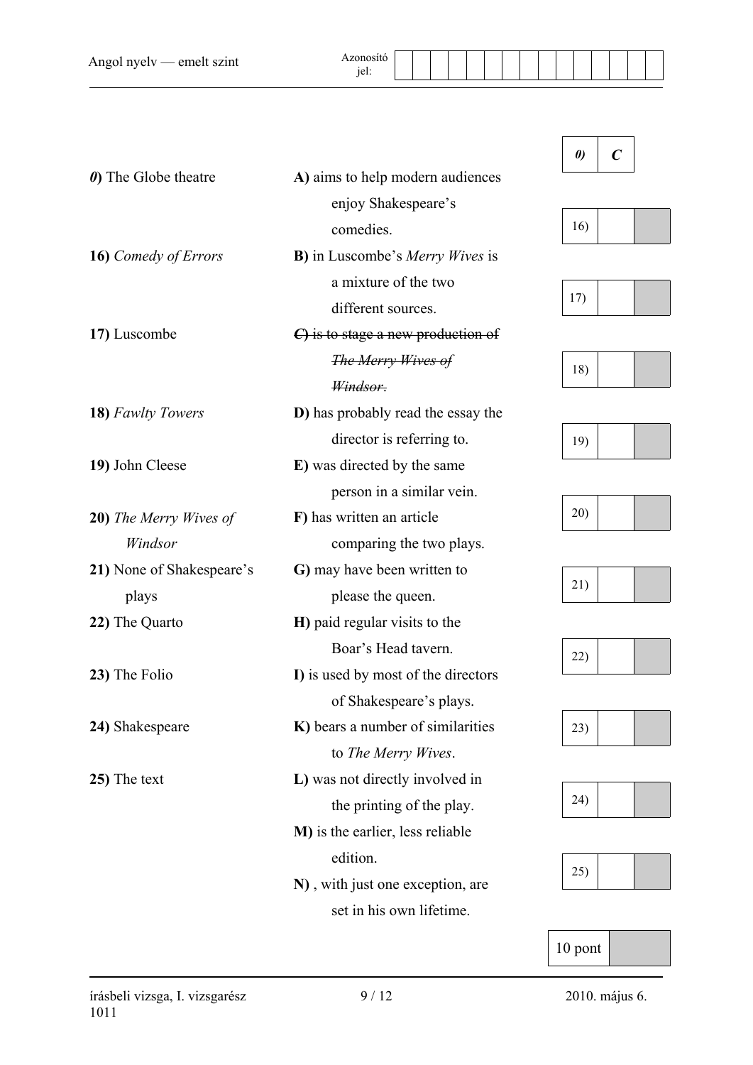| | | |
|---|---|---|
| ***0)*** The Globe theatre | **A)** aims to help modern audiences enjoy Shakespeare's comedies. | ***0)*** ***C*** |
| **16)** *Comedy of Errors* | **B)** in Luscombe's *Merry Wives* is a mixture of the two different sources. | 16) |
| **17)** Luscombe | ~~***C)*** is to stage a new production of *The Merry Wives of Windsor*.~~ | 17) |
| **18)** *Fawlty Towers* | **D)** has probably read the essay the director is referring to. | 18) |
| **19)** John Cleese | **E)** was directed by the same person in a similar vein. | 19) |
| **20)** *The Merry Wives of Windsor* | **F)** has written an article comparing the two plays. | 20) |
| **21)** None of Shakespeare's plays | **G)** may have been written to please the queen. | 21) |
| **22)** The Quarto | **H)** paid regular visits to the Boar's Head tavern. | 22) |
| **23)** The Folio | **I)** is used by most of the directors of Shakespeare's plays. | 23) |
| **24)** Shakespeare | **K)** bears a number of similarities to *The Merry Wives*. | 24) |
| **25)** The text | **L)** was not directly involved in the printing of the play. | 25) |
| | **M)** is the earlier, less reliable edition. | |
| | **N)** , with just one exception, are set in his own lifetime. | |

| 10 pont | |
|---|---|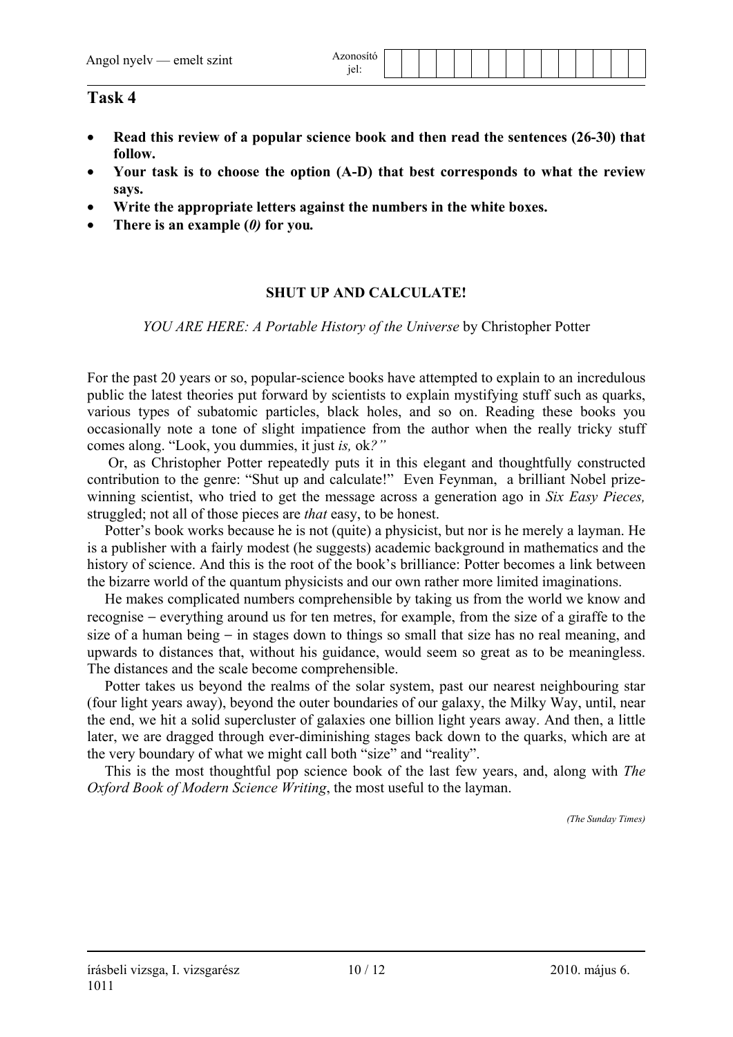## Task 4

- **Read this review of a popular science book and then read the sentences (26-30) that follow.**
- **Your task is to choose the option (A-D) that best corresponds to what the review says.**
- **Write the appropriate letters against the numbers in the white boxes.**
- **There is an example (*0)* for you.**

**SHUT UP AND CALCULATE!**

*YOU ARE HERE: A Portable History of the Universe* by Christopher Potter

For the past 20 years or so, popular-science books have attempted to explain to an incredulous public the latest theories put forward by scientists to explain mystifying stuff such as quarks, various types of subatomic particles, black holes, and so on. Reading these books you occasionally note a tone of slight impatience from the author when the really tricky stuff comes along. "Look, you dummies, it just *is,* ok*?"*

Or, as Christopher Potter repeatedly puts it in this elegant and thoughtfully constructed contribution to the genre: "Shut up and calculate!" Even Feynman, a brilliant Nobel prize-winning scientist, who tried to get the message across a generation ago in *Six Easy Pieces,* struggled; not all of those pieces are *that* easy, to be honest.

Potter's book works because he is not (quite) a physicist, but nor is he merely a layman. He is a publisher with a fairly modest (he suggests) academic background in mathematics and the history of science. And this is the root of the book's brilliance: Potter becomes a link between the bizarre world of the quantum physicists and our own rather more limited imaginations.

He makes complicated numbers comprehensible by taking us from the world we know and recognise – everything around us for ten metres, for example, from the size of a giraffe to the size of a human being – in stages down to things so small that size has no real meaning, and upwards to distances that, without his guidance, would seem so great as to be meaningless. The distances and the scale become comprehensible.

Potter takes us beyond the realms of the solar system, past our nearest neighbouring star (four light years away), beyond the outer boundaries of our galaxy, the Milky Way, until, near the end, we hit a solid supercluster of galaxies one billion light years away. And then, a little later, we are dragged through ever-diminishing stages back down to the quarks, which are at the very boundary of what we might call both "size" and "reality".

This is the most thoughtful pop science book of the last few years, and, along with *The Oxford Book of Modern Science Writing*, the most useful to the layman.

*(The Sunday Times)*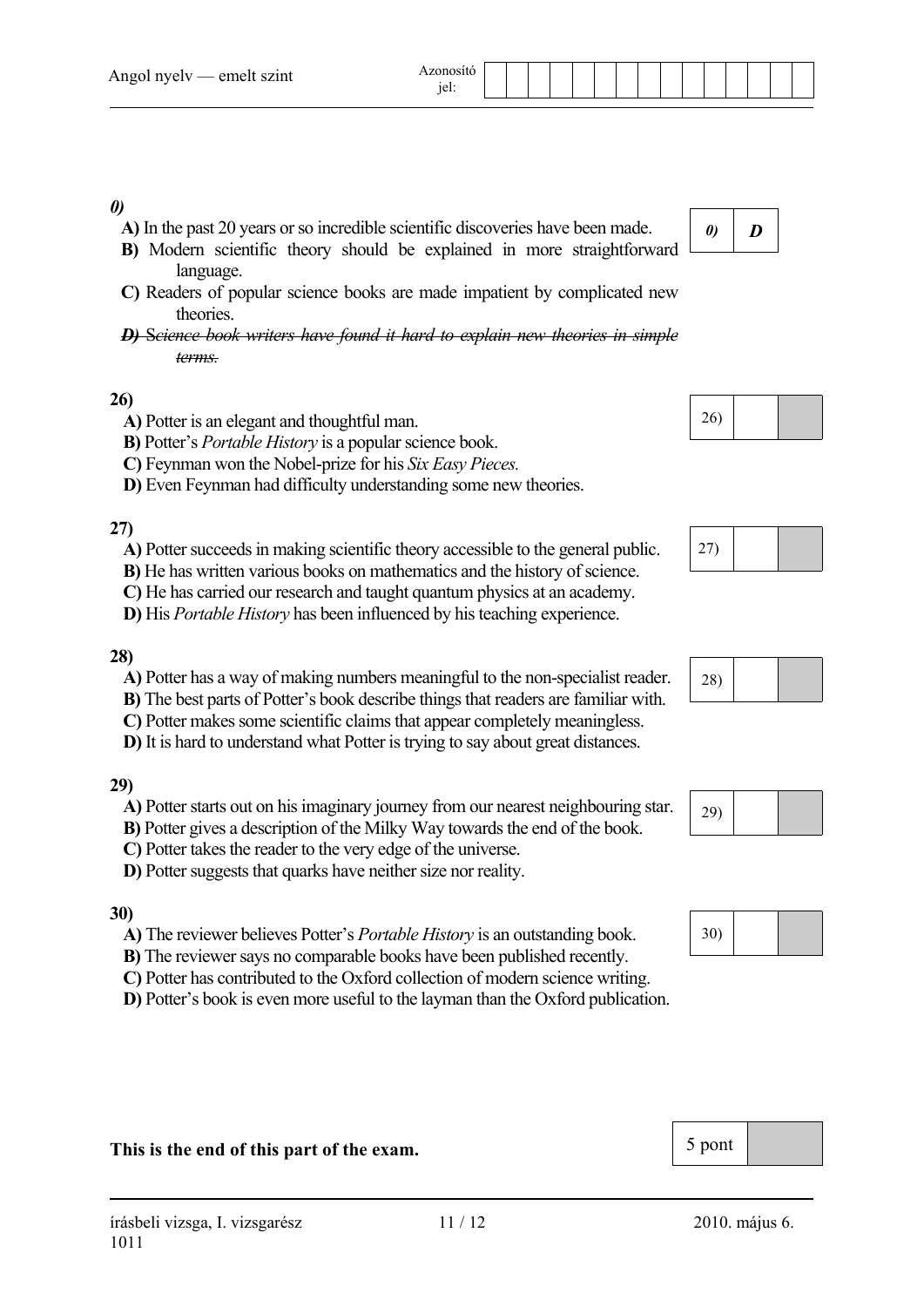***0)***

**A)** In the past 20 years or so incredible scientific discoveries have been made.
**B)** Modern scientific theory should be explained in more straightforward language.
**C)** Readers of popular science books are made impatient by complicated new theories.
~~***D)*** *Science book writers have found it hard to explain new theories in simple terms.*~~

| 0) | *D* |
|---|---|

**26)**

**A)** Potter is an elegant and thoughtful man.
**B)** Potter's *Portable History* is a popular science book.
**C)** Feynman won the Nobel-prize for his *Six Easy Pieces.*
**D)** Even Feynman had difficulty understanding some new theories.

| 26) | | |
|---|---|---|

**27)**

**A)** Potter succeeds in making scientific theory accessible to the general public.
**B)** He has written various books on mathematics and the history of science.
**C)** He has carried our research and taught quantum physics at an academy.
**D)** His *Portable History* has been influenced by his teaching experience.

| 27) | | |
|---|---|---|

**28)**

**A)** Potter has a way of making numbers meaningful to the non-specialist reader.
**B)** The best parts of Potter's book describe things that readers are familiar with.
**C)** Potter makes some scientific claims that appear completely meaningless.
**D)** It is hard to understand what Potter is trying to say about great distances.

| 28) | | |
|---|---|---|

**29)**

**A)** Potter starts out on his imaginary journey from our nearest neighbouring star.
**B)** Potter gives a description of the Milky Way towards the end of the book.
**C)** Potter takes the reader to the very edge of the universe.
**D)** Potter suggests that quarks have neither size nor reality.

| 29) | | |
|---|---|---|

**30)**

**A)** The reviewer believes Potter's *Portable History* is an outstanding book.
**B)** The reviewer says no comparable books have been published recently.
**C)** Potter has contributed to the Oxford collection of modern science writing.
**D)** Potter's book is even more useful to the layman than the Oxford publication.

| 30) | | |
|---|---|---|

**This is the end of this part of the exam.**

| 5 pont | |
|---|---|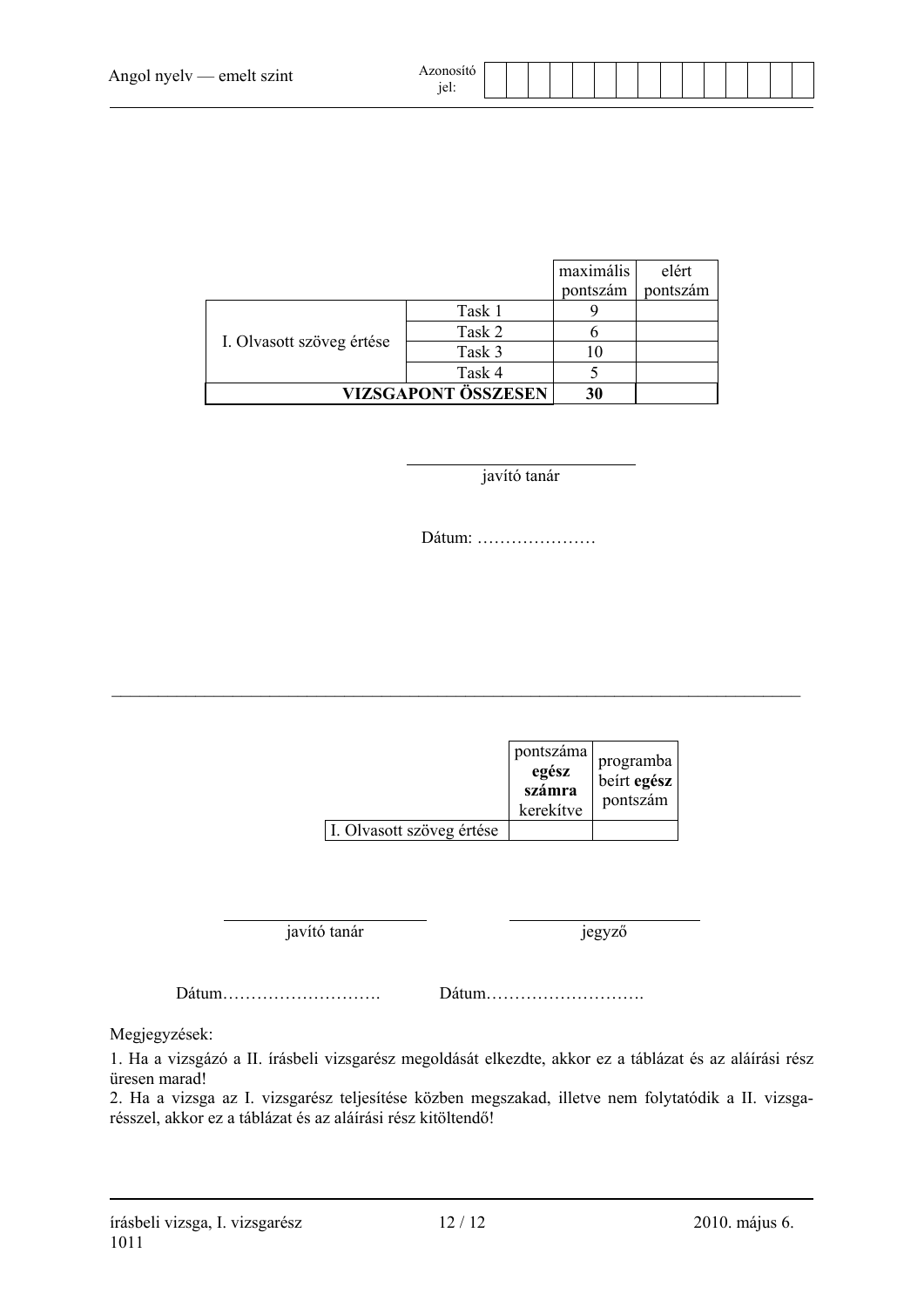| | | maximális pontszám | elért pontszám |
|---|---|---|---|
| I. Olvasott szöveg értése | Task 1 | 9 | |
| | Task 2 | 6 | |
| | Task 3 | 10 | |
| | Task 4 | 5 | |
| **VIZSGAPONT ÖSSZESEN** | | **30** | |

javító tanár

Dátum: …………………

---

| | pontszáma **egész számra** kerekítve | programba beírt **egész** pontszám |
|---|---|---|
| I. Olvasott szöveg értése | | |

javító tanár

jegyző

Dátum……………………….

Dátum……………………….

Megjegyzések:

1. Ha a vizsgázó a II. írásbeli vizsgarész megoldását elkezdte, akkor ez a táblázat és az aláírási rész üresen marad!
2. Ha a vizsga az I. vizsgarész teljesítése közben megszakad, illetve nem folytatódik a II. vizsgarésszel, akkor ez a táblázat és az aláírási rész kitöltendő!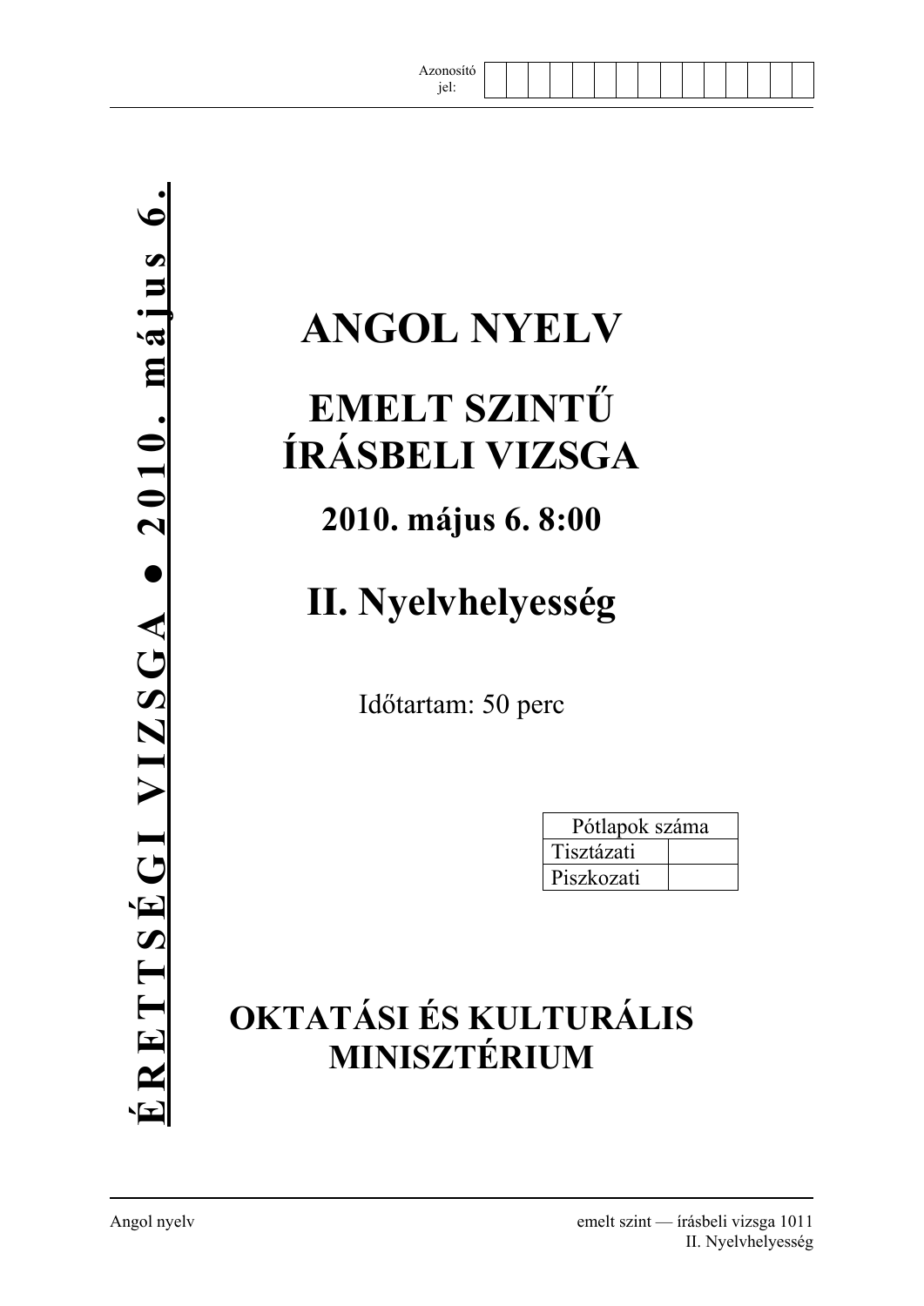Azonosító jel:

**ÉRETTSÉGI VIZSGA • 2010. május 6.**

# ANGOL NYELV

# EMELT SZINTŰ ÍRÁSBELI VIZSGA

## 2010. május 6. 8:00

# II. Nyelvhelyesség

Időtartam: 50 perc

| Pótlapok száma | |
|---|---|
| Tisztázati | |
| Piszkozati | |

## OKTATÁSI ÉS KULTURÁLIS MINISZTÉRIUM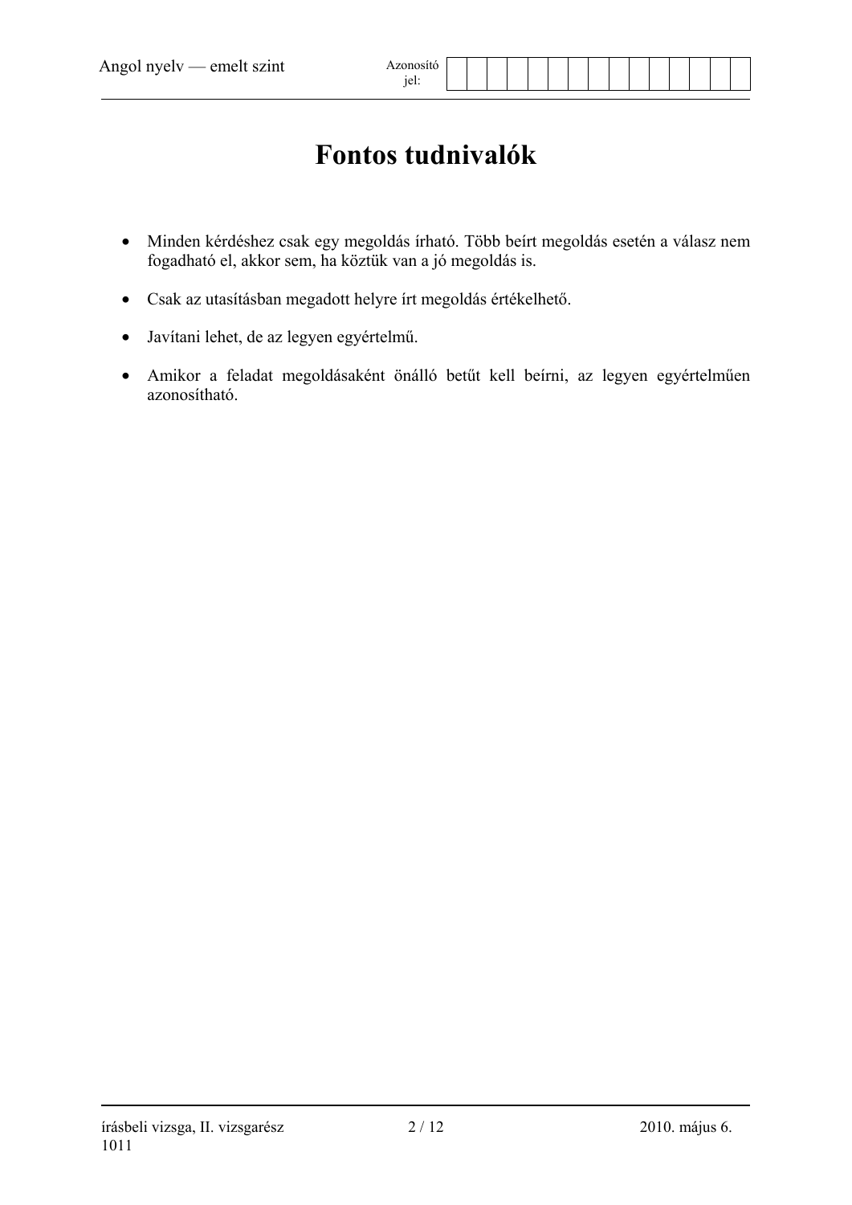# Fontos tudnivalók

- Minden kérdéshez csak egy megoldás írható. Több beírt megoldás esetén a válasz nem fogadható el, akkor sem, ha köztük van a jó megoldás is.
- Csak az utasításban megadott helyre írt megoldás értékelhető.
- Javítani lehet, de az legyen egyértelmű.
- Amikor a feladat megoldásaként önálló betűt kell beírni, az legyen egyértelműen azonosítható.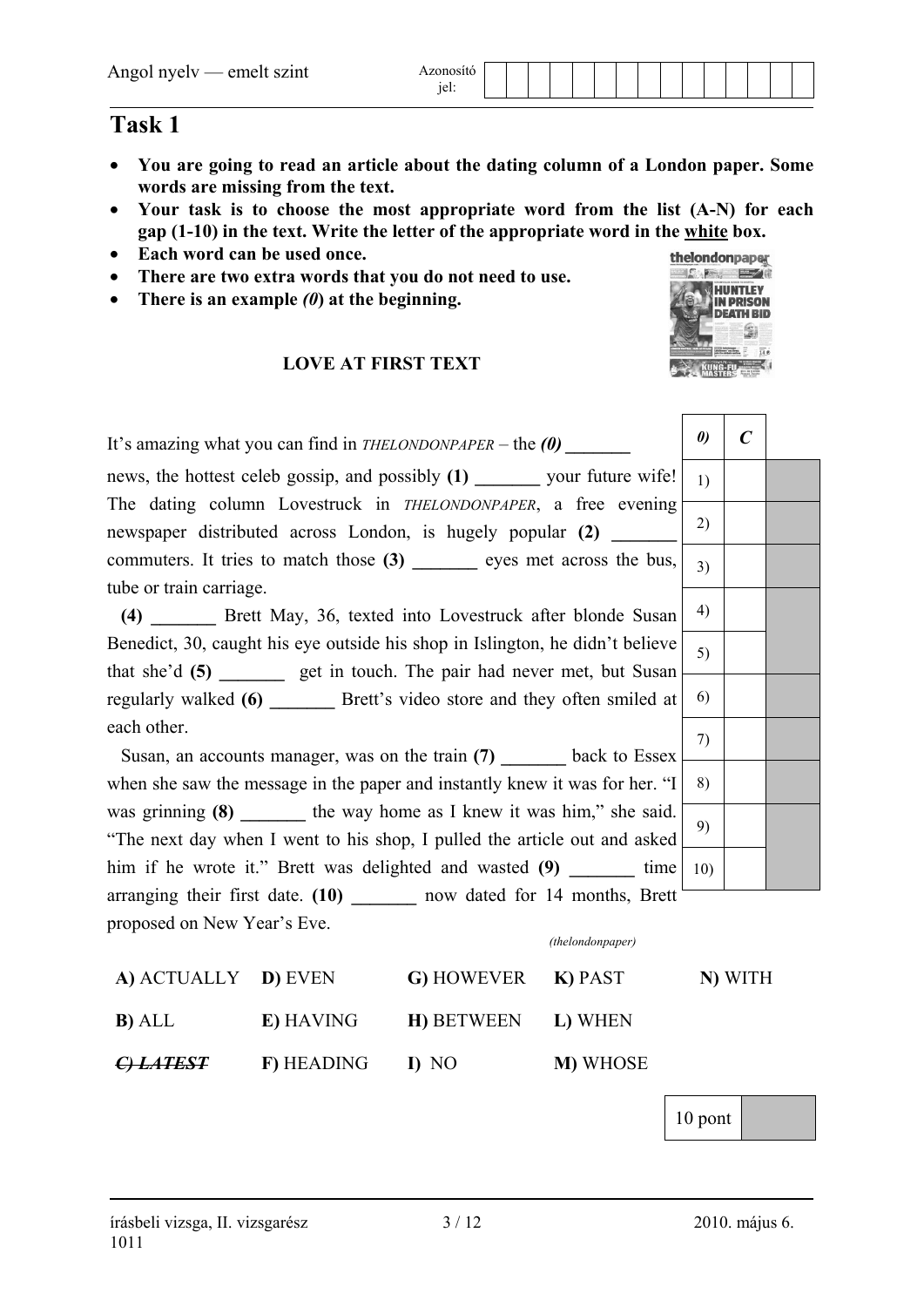# Task 1

- **You are going to read an article about the dating column of a London paper. Some words are missing from the text.**
- **Your task is to choose the most appropriate word from the list (A-N) for each gap (1-10) in the text. Write the letter of the appropriate word in the white box.**
- **Each word can be used once.**
- **There are two extra words that you do not need to use.**
- **There is an example *(0)* at the beginning.**

### LOVE AT FIRST TEXT

It's amazing what you can find in *THELONDONPAPER* – the ***(0)*** **_______** news, the hottest celeb gossip, and possibly **(1) _______** your future wife! The dating column Lovestruck in *THELONDONPAPER*, a free evening newspaper distributed across London, is hugely popular **(2) _______** commuters. It tries to match those **(3) _______** eyes met across the bus, tube or train carriage.

**(4) _______** Brett May, 36, texted into Lovestruck after blonde Susan Benedict, 30, caught his eye outside his shop in Islington, he didn't believe that she'd **(5) _______** get in touch. The pair had never met, but Susan regularly walked **(6) _______** Brett's video store and they often smiled at each other.

Susan, an accounts manager, was on the train **(7) _______** back to Essex when she saw the message in the paper and instantly knew it was for her. "I was grinning **(8) _______** the way home as I knew it was him," she said. "The next day when I went to his shop, I pulled the article out and asked him if he wrote it." Brett was delighted and wasted **(9) _______** time arranging their first date. **(10) _______** now dated for 14 months, Brett proposed on New Year's Eve.

*(thelondonpaper)*

| | | |
|---|---|---|
| ***0)*** | ***C*** | |
| 1) | | |
| 2) | | |
| 3) | | |
| 4) | | |
| 5) | | |
| 6) | | |
| 7) | | |
| 8) | | |
| 9) | | |
| 10) | | |

| | | | | |
|---|---|---|---|---|
| **A)** ACTUALLY | **D)** EVEN | **G)** HOWEVER | **K)** PAST | **N)** WITH |
| **B)** ALL | **E)** HAVING | **H)** BETWEEN | **L)** WHEN | |
| ~~***C) LATEST***~~ | **F)** HEADING | **I)** NO | **M)** WHOSE | |

| 10 pont | |
|---|---|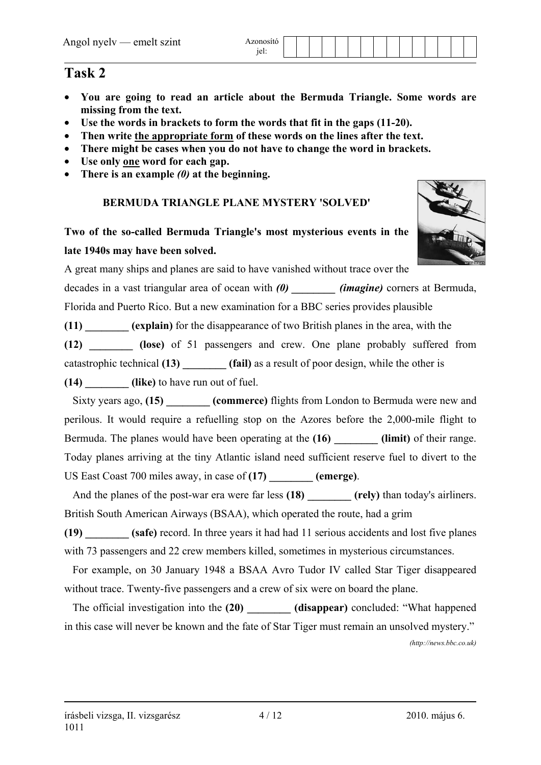# Task 2

- **You are going to read an article about the Bermuda Triangle. Some words are missing from the text.**
- **Use the words in brackets to form the words that fit in the gaps (11-20).**
- **Then write the appropriate form of these words on the lines after the text.**
- **There might be cases when you do not have to change the word in brackets.**
- **Use only one word for each gap.**
- **There is an example *(0)* at the beginning.**

### BERMUDA TRIANGLE PLANE MYSTERY 'SOLVED'

**Two of the so-called Bermuda Triangle's most mysterious events in the late 1940s may have been solved.**

A great many ships and planes are said to have vanished without trace over the decades in a vast triangular area of ocean with ***(0)* ________ *(imagine)*** corners at Bermuda, Florida and Puerto Rico. But a new examination for a BBC series provides plausible **(11) ________ (explain)** for the disappearance of two British planes in the area, with the **(12) ________ (lose)** of 51 passengers and crew. One plane probably suffered from catastrophic technical **(13) ________ (fail)** as a result of poor design, while the other is **(14) ________ (like)** to have run out of fuel.

Sixty years ago, **(15) ________ (commerce)** flights from London to Bermuda were new and perilous. It would require a refuelling stop on the Azores before the 2,000-mile flight to Bermuda. The planes would have been operating at the **(16) ________ (limit)** of their range. Today planes arriving at the tiny Atlantic island need sufficient reserve fuel to divert to the US East Coast 700 miles away, in case of **(17) ________ (emerge)**.

And the planes of the post-war era were far less **(18) ________ (rely)** than today's airliners. British South American Airways (BSAA), which operated the route, had a grim **(19) ________ (safe)** record. In three years it had had 11 serious accidents and lost five planes with 73 passengers and 22 crew members killed, sometimes in mysterious circumstances.

For example, on 30 January 1948 a BSAA Avro Tudor IV called Star Tiger disappeared without trace. Twenty-five passengers and a crew of six were on board the plane.

The official investigation into the **(20) ________ (disappear)** concluded: "What happened in this case will never be known and the fate of Star Tiger must remain an unsolved mystery."

*(http://news.bbc.co.uk)*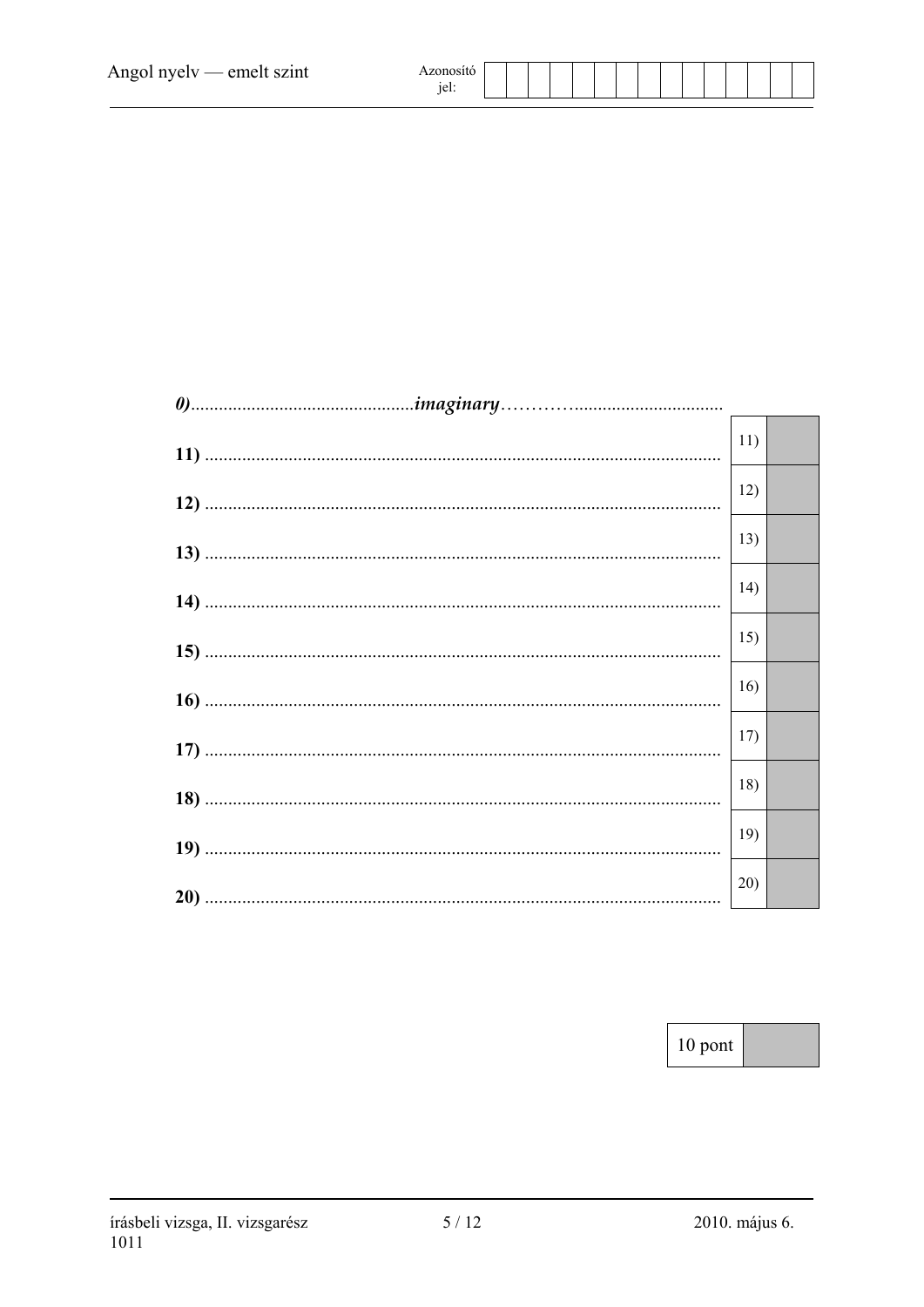*0)*................................................***imaginary***………….................................

**11)** .............................................................................................................. 11)

**12)** .............................................................................................................. 12)

**13)** .............................................................................................................. 13)

**14)** .............................................................................................................. 14)

**15)** .............................................................................................................. 15)

**16)** .............................................................................................................. 16)

**17)** .............................................................................................................. 17)

**18)** .............................................................................................................. 18)

**19)** .............................................................................................................. 19)

**20)** .............................................................................................................. 20)

| 10 pont | |
|---|---|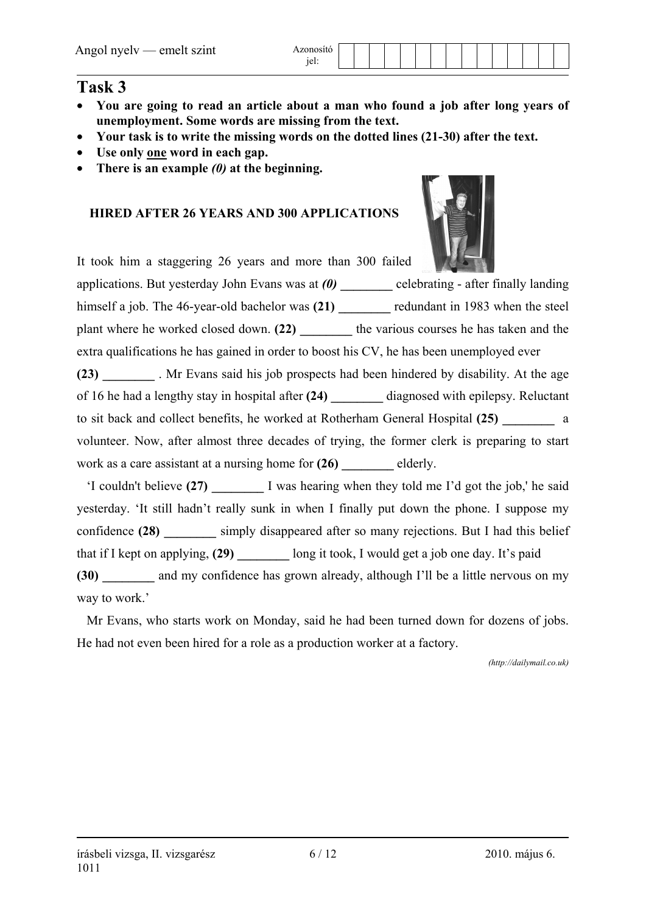# Task 3

- **You are going to read an article about a man who found a job after long years of unemployment. Some words are missing from the text.**
- **Your task is to write the missing words on the dotted lines (21-30) after the text.**
- **Use only <u>one</u> word in each gap.**
- **There is an example *(0)* at the beginning.**

### HIRED AFTER 26 YEARS AND 300 APPLICATIONS

It took him a staggering 26 years and more than 300 failed applications. But yesterday John Evans was at ***(0)*** **________** celebrating - after finally landing himself a job. The 46-year-old bachelor was **(21) ________** redundant in 1983 when the steel plant where he worked closed down. **(22) ________** the various courses he has taken and the extra qualifications he has gained in order to boost his CV, he has been unemployed ever **(23) ________** . Mr Evans said his job prospects had been hindered by disability. At the age of 16 he had a lengthy stay in hospital after **(24) ________** diagnosed with epilepsy. Reluctant to sit back and collect benefits, he worked at Rotherham General Hospital **(25) ________** a volunteer. Now, after almost three decades of trying, the former clerk is preparing to start work as a care assistant at a nursing home for **(26) ________** elderly.

'I couldn't believe **(27) ________** I was hearing when they told me I'd got the job,' he said yesterday. 'It still hadn't really sunk in when I finally put down the phone. I suppose my confidence **(28) ________** simply disappeared after so many rejections. But I had this belief that if I kept on applying, **(29) ________** long it took, I would get a job one day. It's paid **(30) ________** and my confidence has grown already, although I'll be a little nervous on my way to work.'

Mr Evans, who starts work on Monday, said he had been turned down for dozens of jobs. He had not even been hired for a role as a production worker at a factory.

*(http://dailymail.co.uk)*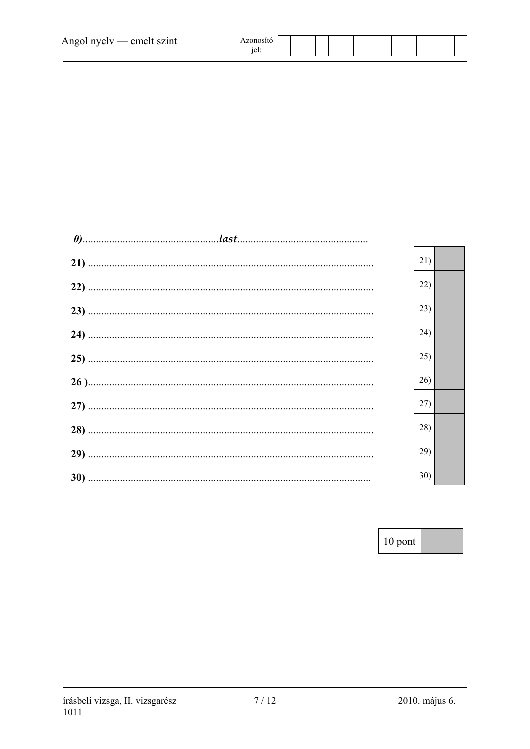*0)*...................................................***last***.................................................

**21)** ..........................................................................................................

**22)** ..........................................................................................................

**23)** ..........................................................................................................

**24)** ..........................................................................................................

**25)** ..........................................................................................................

**26 )**..........................................................................................................

**27)** ..........................................................................................................

**28)** ..........................................................................................................

**29)** ..........................................................................................................

**30)** .........................................................................................................

| | |
|---|---|
| 21) | |
| 22) | |
| 23) | |
| 24) | |
| 25) | |
| 26) | |
| 27) | |
| 28) | |
| 29) | |
| 30) | |

| 10 pont | |
|---|---|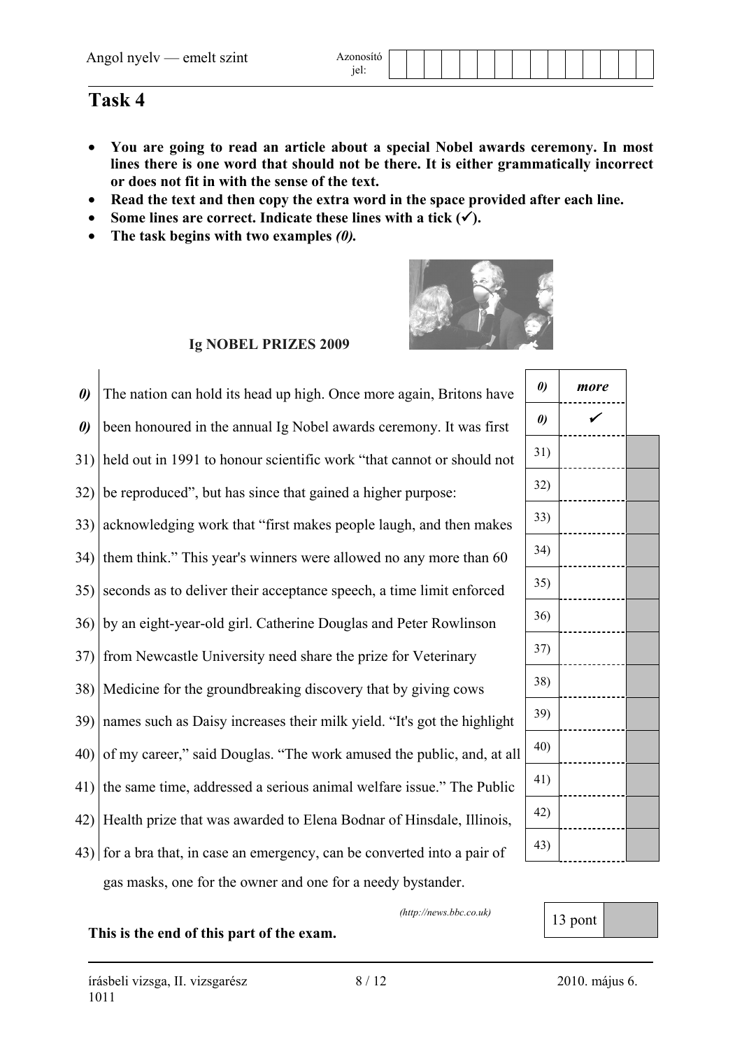## Task 4

- **You are going to read an article about a special Nobel awards ceremony. In most lines there is one word that should not be there. It is either grammatically incorrect or does not fit in with the sense of the text.**
- **Read the text and then copy the extra word in the space provided after each line.**
- **Some lines are correct. Indicate these lines with a tick (✓).**
- **The task begins with two examples *(0).***

**Ig NOBEL PRIZES 2009**

| | Text | | Answer |
|---|---|---|---|
| ***0)*** | The nation can hold its head up high. Once more again, Britons have | ***0)*** | ***more*** |
| ***0)*** | been honoured in the annual Ig Nobel awards ceremony. It was first | ***0)*** | ✓ |
| 31) | held out in 1991 to honour scientific work "that cannot or should not | 31) | |
| 32) | be reproduced", but has since that gained a higher purpose: | 32) | |
| 33) | acknowledging work that "first makes people laugh, and then makes | 33) | |
| 34) | them think." This year's winners were allowed no any more than 60 | 34) | |
| 35) | seconds as to deliver their acceptance speech, a time limit enforced | 35) | |
| 36) | by an eight-year-old girl. Catherine Douglas and Peter Rowlinson | 36) | |
| 37) | from Newcastle University need share the prize for Veterinary | 37) | |
| 38) | Medicine for the groundbreaking discovery that by giving cows | 38) | |
| 39) | names such as Daisy increases their milk yield. "It's got the highlight | 39) | |
| 40) | of my career," said Douglas. "The work amused the public, and, at all | 40) | |
| 41) | the same time, addressed a serious animal welfare issue." The Public | 41) | |
| 42) | Health prize that was awarded to Elena Bodnar of Hinsdale, Illinois, | 42) | |
| 43) | for a bra that, in case an emergency, can be converted into a pair of | 43) | |
| | gas masks, one for the owner and one for a needy bystander. | | |

*(http://news.bbc.co.uk)*

13 pont

**This is the end of this part of the exam.**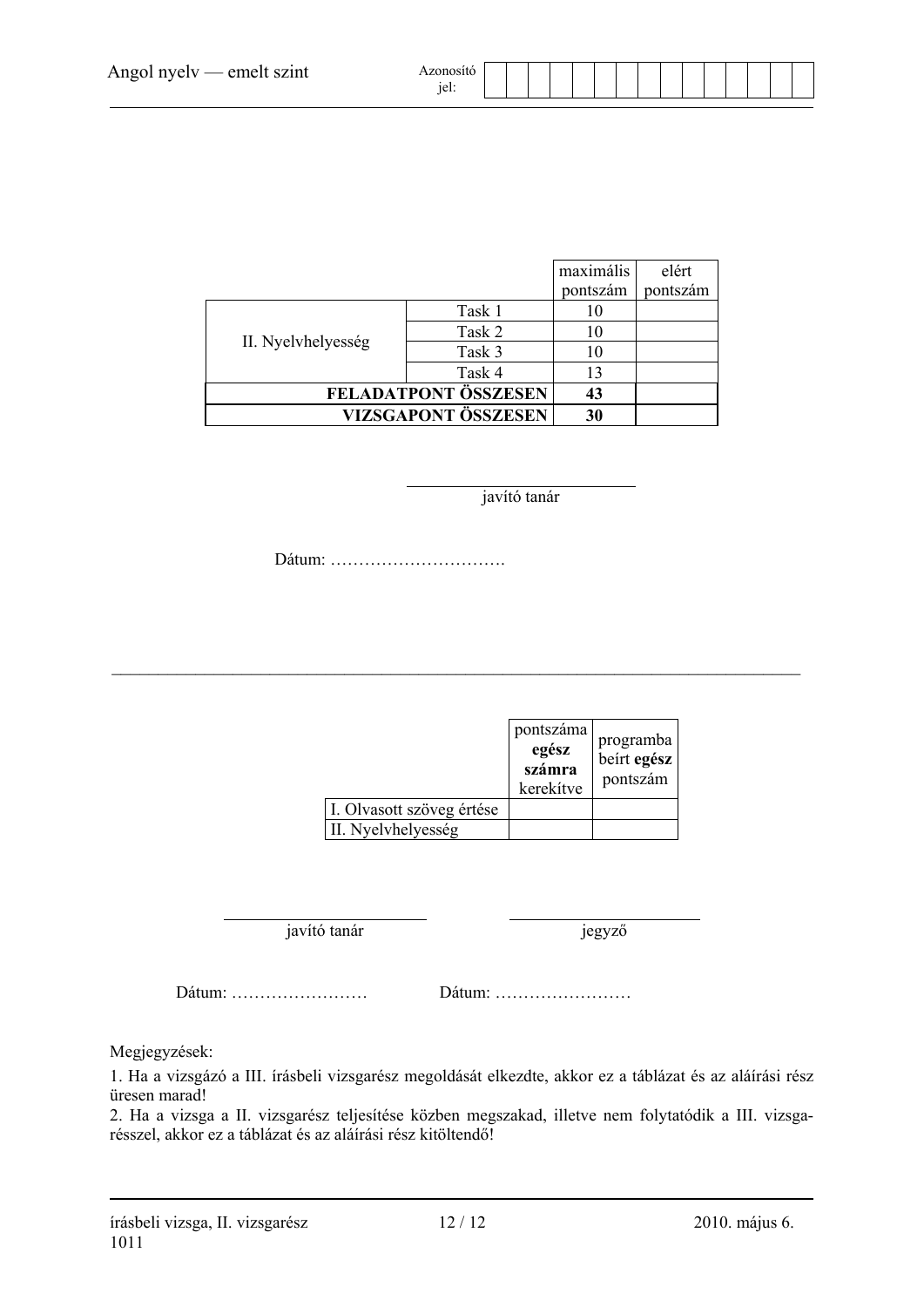| | | maximális pontszám | elért pontszám |
|---|---|---|---|
| II. Nyelvhelyesség | Task 1 | 10 | |
| | Task 2 | 10 | |
| | Task 3 | 10 | |
| | Task 4 | 13 | |
| **FELADATPONT ÖSSZESEN** | | **43** | |
| **VIZSGAPONT ÖSSZESEN** | | **30** | |

______________________
javító tanár

Dátum: ………………………….

---

| | pontszáma **egész számra** kerekítve | programba beírt **egész** pontszám |
|---|---|---|
| I. Olvasott szöveg értése | | |
| II. Nyelvhelyesség | | |

______________________ ______________________
javító tanár jegyző

Dátum: …………………… Dátum: ……………………

Megjegyzések:

1. Ha a vizsgázó a III. írásbeli vizsgarész megoldását elkezdte, akkor ez a táblázat és az aláírási rész üresen marad!
2. Ha a vizsga a II. vizsgarész teljesítése közben megszakad, illetve nem folytatódik a III. vizsgarésszel, akkor ez a táblázat és az aláírási rész kitöltendő!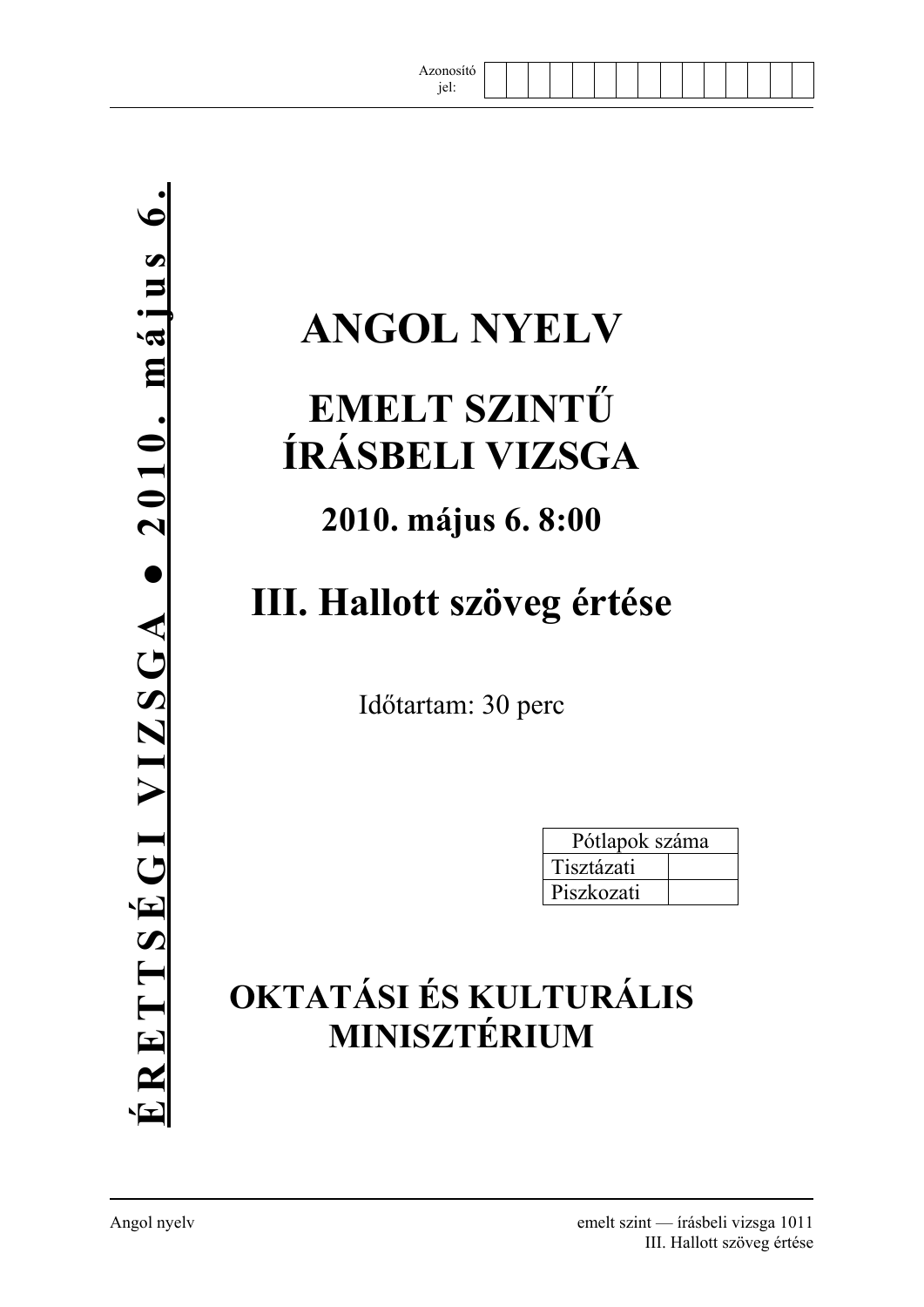Azonosító jel:

| | | | | | | | | | | | | | | |
|---|---|---|---|---|---|---|---|---|---|---|---|---|---|---|

**ÉRETTSÉGI VIZSGA • 2010. május 6.**

# ANGOL NYELV

## EMELT SZINTŰ ÍRÁSBELI VIZSGA

### 2010. május 6. 8:00

## III. Hallott szöveg értése

Időtartam: 30 perc

| Pótlapok száma | |
|---|---|
| Tisztázati | |
| Piszkozati | |

## OKTATÁSI ÉS KULTURÁLIS MINISZTÉRIUM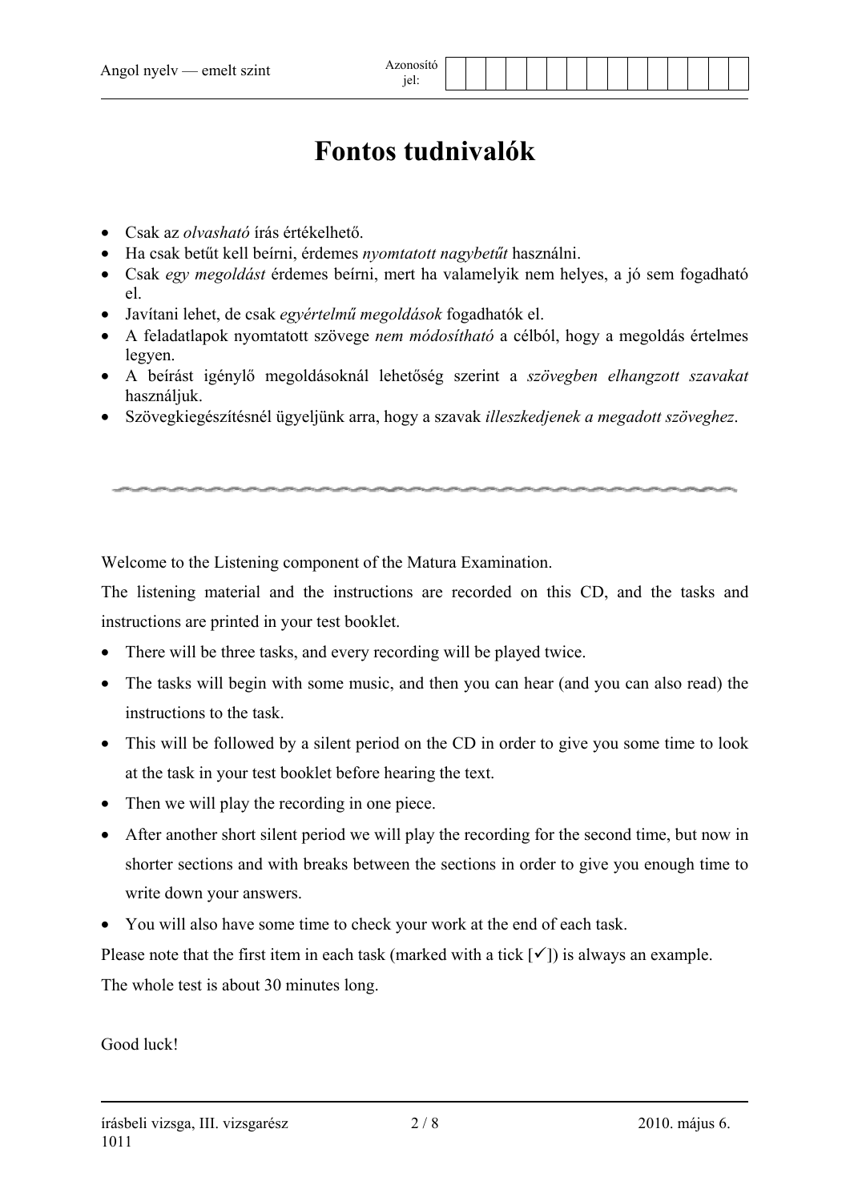# Fontos tudnivalók

- Csak az *olvasható* írás értékelhető.
- Ha csak betűt kell beírni, érdemes *nyomtatott nagybetűt* használni.
- Csak *egy megoldást* érdemes beírni, mert ha valamelyik nem helyes, a jó sem fogadható el.
- Javítani lehet, de csak *egyértelmű megoldások* fogadhatók el.
- A feladatlapok nyomtatott szövege *nem módosítható* a célból, hogy a megoldás értelmes legyen.
- A beírást igénylő megoldásoknál lehetőség szerint a *szövegben elhangzott szavakat* használjuk.
- Szövegkiegészítésnél ügyeljünk arra, hogy a szavak *illeszkedjenek a megadott szöveghez*.

---

Welcome to the Listening component of the Matura Examination.

The listening material and the instructions are recorded on this CD, and the tasks and instructions are printed in your test booklet.

- There will be three tasks, and every recording will be played twice.
- The tasks will begin with some music, and then you can hear (and you can also read) the instructions to the task.
- This will be followed by a silent period on the CD in order to give you some time to look at the task in your test booklet before hearing the text.
- Then we will play the recording in one piece.
- After another short silent period we will play the recording for the second time, but now in shorter sections and with breaks between the sections in order to give you enough time to write down your answers.
- You will also have some time to check your work at the end of each task.

Please note that the first item in each task (marked with a tick [✓]) is always an example.

The whole test is about 30 minutes long.

Good luck!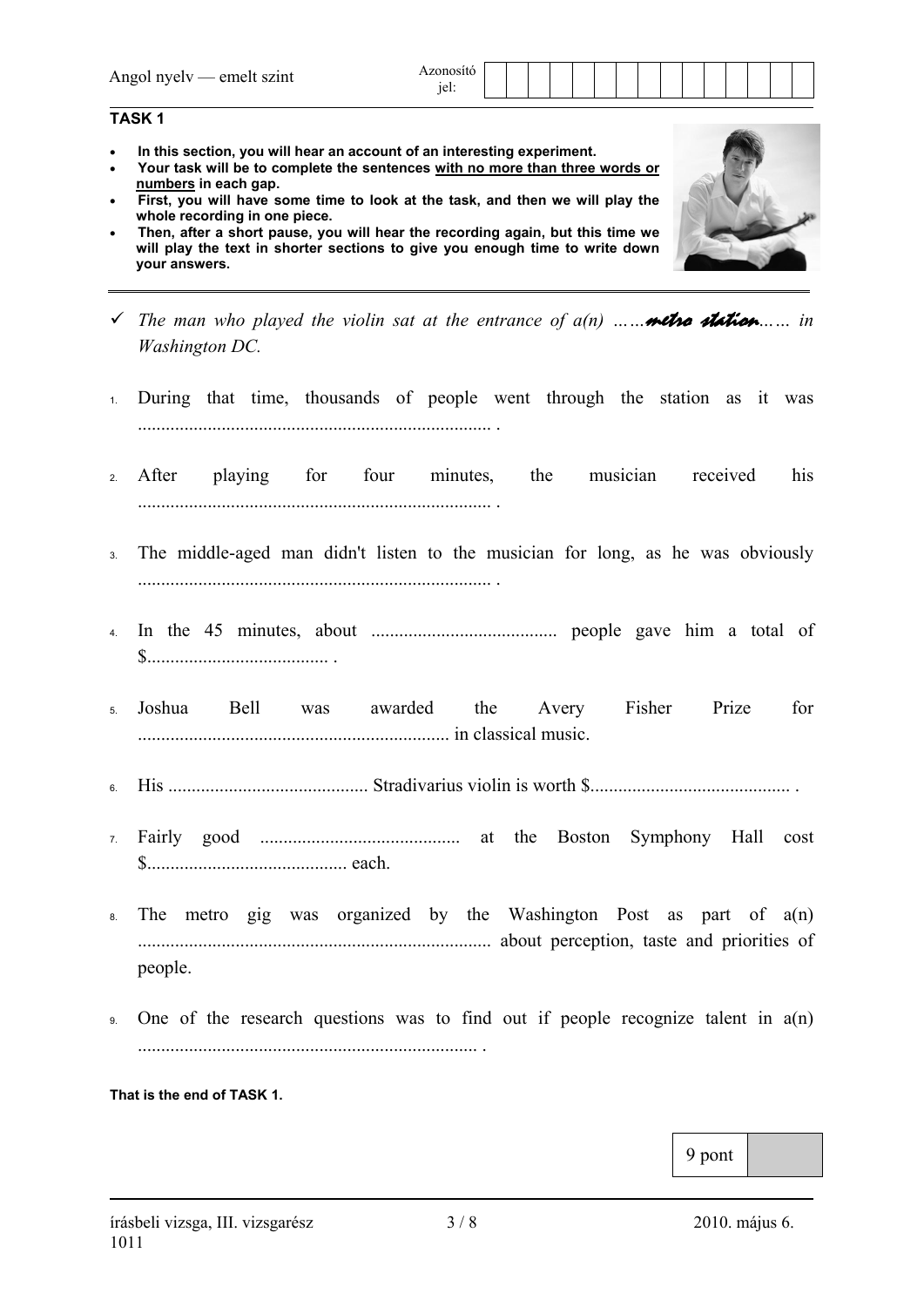**TASK 1**

- **In this section, you will hear an account of an interesting experiment.**
- **Your task will be to complete the sentences with no more than three words or numbers in each gap.**
- **First, you will have some time to look at the task, and then we will play the whole recording in one piece.**
- **Then, after a short pause, you will hear the recording again, but this time we will play the text in shorter sections to give you enough time to write down your answers.**

✓ *The man who played the violin sat at the entrance of a(n) ……metro station…… in Washington DC.*

1. During that time, thousands of people went through the station as it was ............................................................................ .

2. After playing for four minutes, the musician received his ............................................................................ .

3. The middle-aged man didn't listen to the musician for long, as he was obviously ............................................................................ .

4. In the 45 minutes, about ........................................ people gave him a total of $....................................... .

5. Joshua Bell was awarded the Avery Fisher Prize for .................................................................. in classical music.

6. His ........................................... Stradivarius violin is worth $........................................... .

7. Fairly good ........................................... at the Boston Symphony Hall cost $........................................... each.

8. The metro gig was organized by the Washington Post as part of a(n) ........................................................................... about perception, taste and priorities of people.

9. One of the research questions was to find out if people recognize talent in a(n) ......................................................................... .

**That is the end of TASK 1.**

| 9 pont | |
|---|---|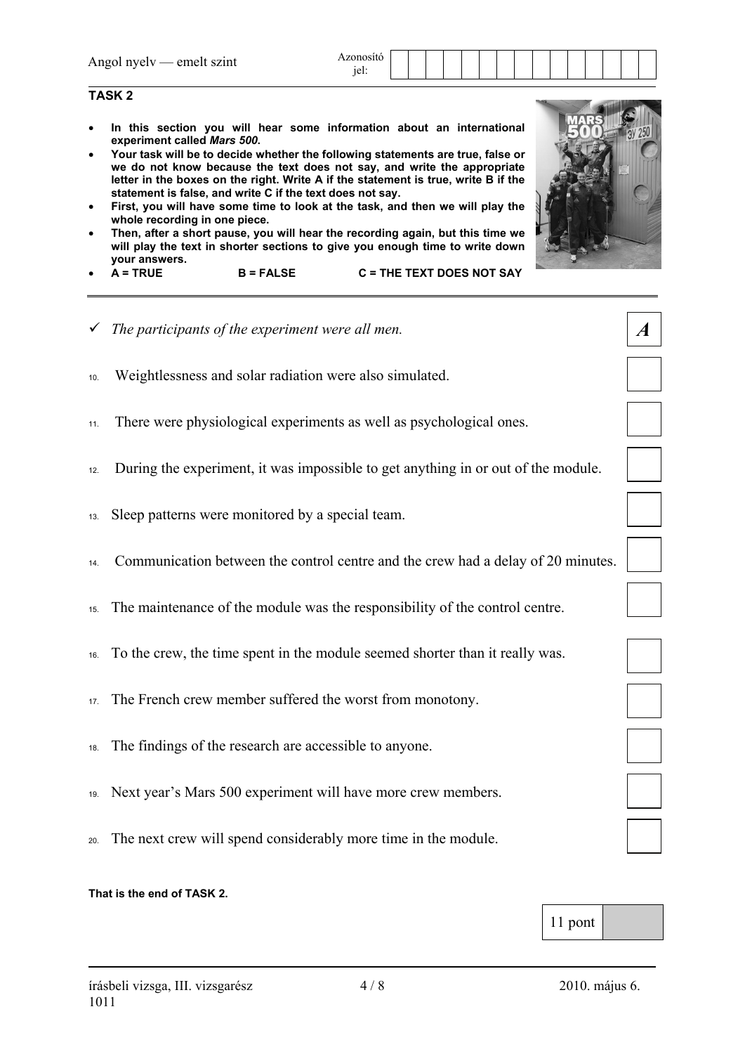**TASK 2**

- **In this section you will hear some information about an international experiment called *Mars 500*.**
- **Your task will be to decide whether the following statements are true, false or we do not know because the text does not say, and write the appropriate letter in the boxes on the right. Write A if the statement is true, write B if the statement is false, and write C if the text does not say.**
- **First, you will have some time to look at the task, and then we will play the whole recording in one piece.**
- **Then, after a short pause, you will hear the recording again, but this time we will play the text in shorter sections to give you enough time to write down your answers.**
- **A = TRUE B = FALSE C = THE TEXT DOES NOT SAY**

| | | |
|---|---|---|
| ✓ | *The participants of the experiment were all men.* | ***A*** |
| 10. | Weightlessness and solar radiation were also simulated. | |
| 11. | There were physiological experiments as well as psychological ones. | |
| 12. | During the experiment, it was impossible to get anything in or out of the module. | |
| 13. | Sleep patterns were monitored by a special team. | |
| 14. | Communication between the control centre and the crew had a delay of 20 minutes. | |
| 15. | The maintenance of the module was the responsibility of the control centre. | |
| 16. | To the crew, the time spent in the module seemed shorter than it really was. | |
| 17. | The French crew member suffered the worst from monotony. | |
| 18. | The findings of the research are accessible to anyone. | |
| 19. | Next year's Mars 500 experiment will have more crew members. | |
| 20. | The next crew will spend considerably more time in the module. | |

**That is the end of TASK 2.**

| 11 pont | |
|---|---|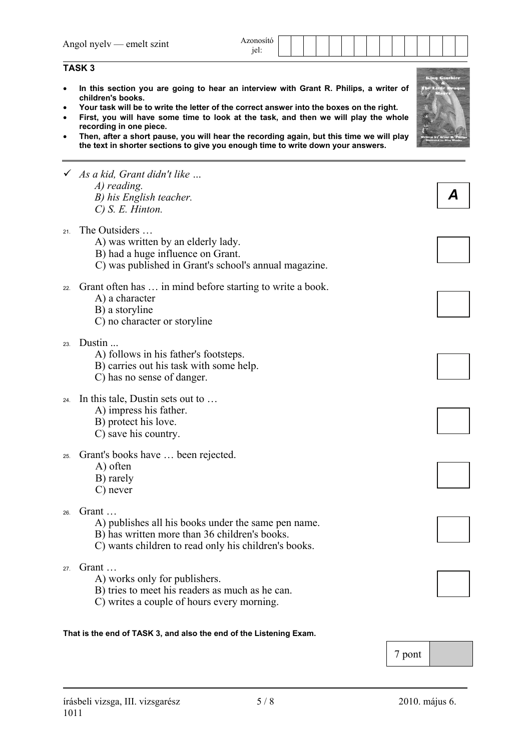## TASK 3

- **In this section you are going to hear an interview with Grant R. Philips, a writer of children's books.**
- **Your task will be to write the letter of the correct answer into the boxes on the right.**
- **First, you will have some time to look at the task, and then we will play the whole recording in one piece.**
- **Then, after a short pause, you will hear the recording again, but this time we will play the text in shorter sections to give you enough time to write down your answers.**

✓ *As a kid, Grant didn't like …*
   *A) reading.*
   *B) his English teacher.*
   *C) S. E. Hinton.*

**A**

21. The Outsiders …
   A) was written by an elderly lady.
   B) had a huge influence on Grant.
   C) was published in Grant's school's annual magazine.

22. Grant often has … in mind before starting to write a book.
   A) a character
   B) a storyline
   C) no character or storyline

23. Dustin ...
   A) follows in his father's footsteps.
   B) carries out his task with some help.
   C) has no sense of danger.

24. In this tale, Dustin sets out to …
   A) impress his father.
   B) protect his love.
   C) save his country.

25. Grant's books have … been rejected.
   A) often
   B) rarely
   C) never

26. Grant …
   A) publishes all his books under the same pen name.
   B) has written more than 36 children's books.
   C) wants children to read only his children's books.

27. Grant …
   A) works only for publishers.
   B) tries to meet his readers as much as he can.
   C) writes a couple of hours every morning.

**That is the end of TASK 3, and also the end of the Listening Exam.**

| 7 pont | |
|---|---|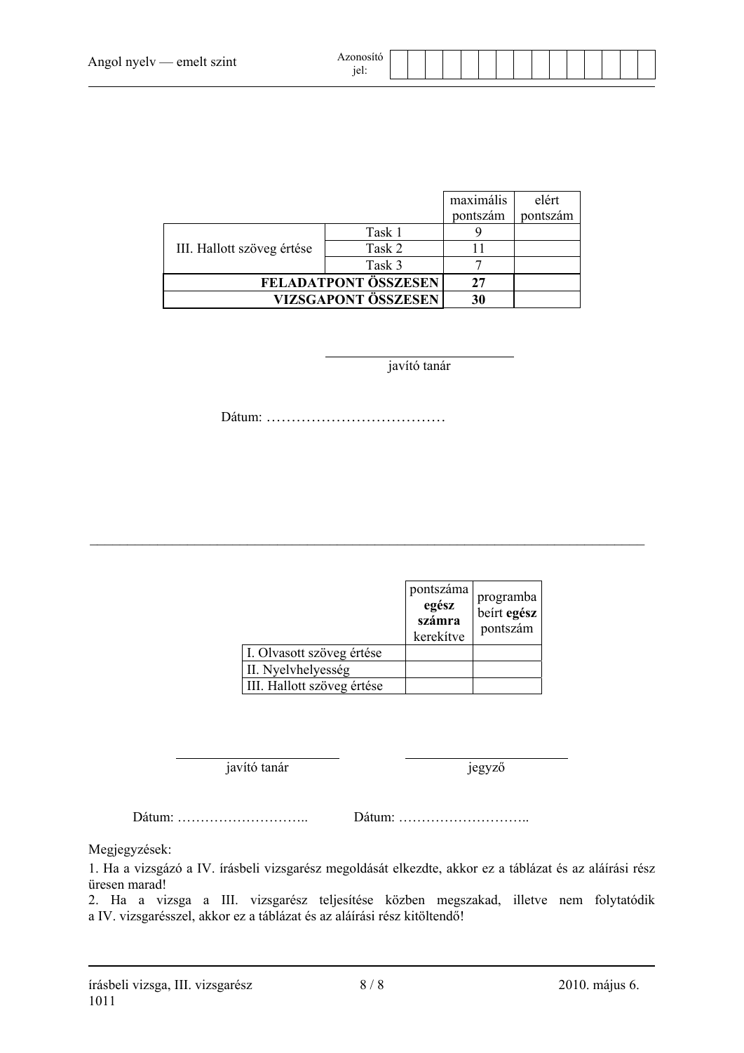| | | maximális pontszám | elért pontszám |
|---|---|---|---|
| III. Hallott szöveg értése | Task 1 | 9 | |
| | Task 2 | 11 | |
| | Task 3 | 7 | |
| **FELADATPONT ÖSSZESEN** | | **27** | |
| **VIZSGAPONT ÖSSZESEN** | | **30** | |

javító tanár

Dátum: ………………………………

---

| | pontszáma **egész számra** kerekítve | programba beírt **egész** pontszám |
|---|---|---|
| I. Olvasott szöveg értése | | |
| II. Nyelvhelyesség | | |
| III. Hallott szöveg értése | | |

javító tanár

jegyző

Dátum: ……………………….. Dátum: ………………………..

Megjegyzések:

1. Ha a vizsgázó a IV. írásbeli vizsgarész megoldását elkezdte, akkor ez a táblázat és az aláírási rész üresen marad!
2. Ha a vizsga a III. vizsgarész teljesítése közben megszakad, illetve nem folytatódik a IV. vizsgarésszel, akkor ez a táblázat és az aláírási rész kitöltendő!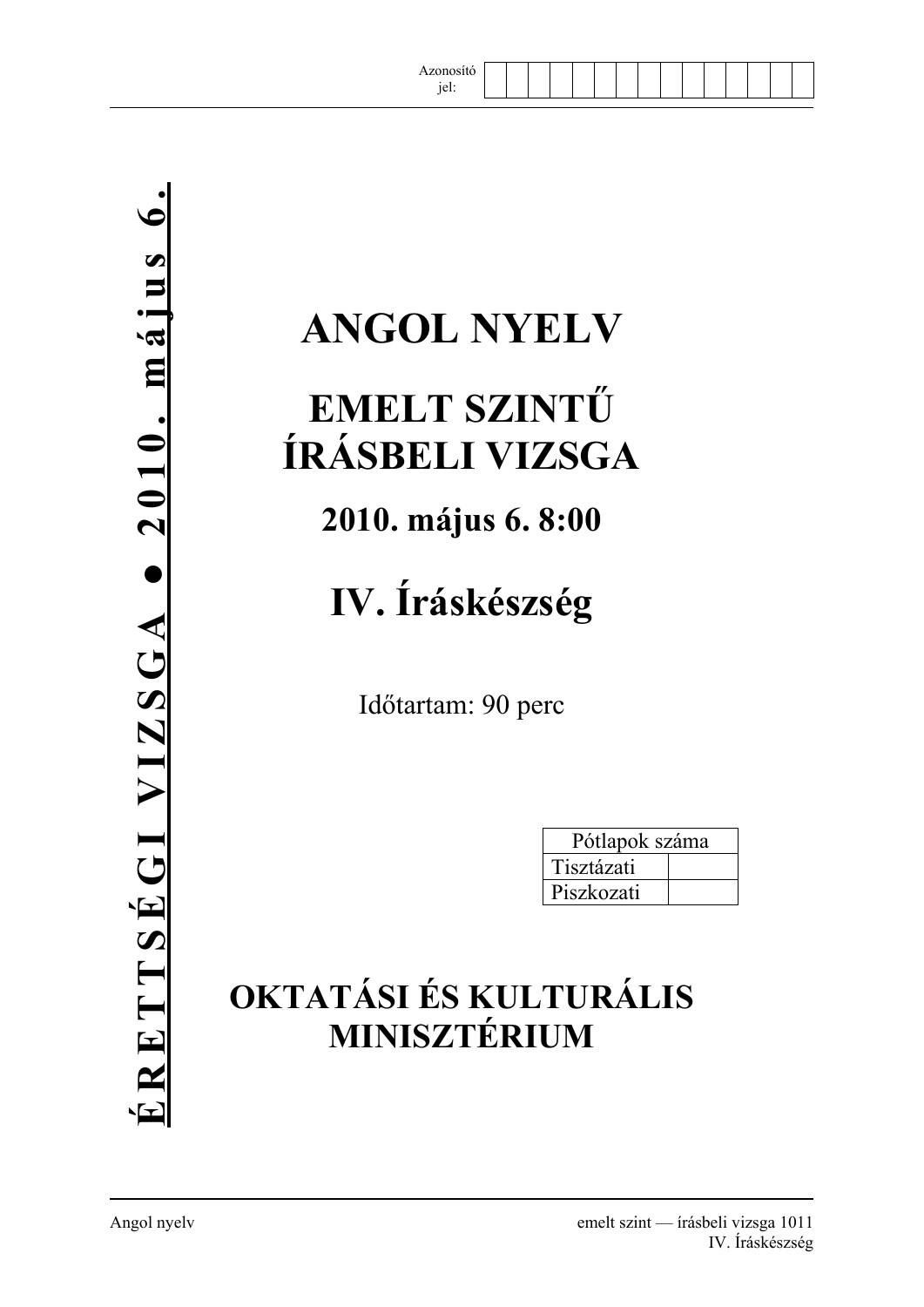Azonosító jel:

|  |  |  |  |  |  |  |  |  |  |  |  |  |  |  |
|---|---|---|---|---|---|---|---|---|---|---|---|---|---|---|
|  |  |  |  |  |  |  |  |  |  |  |  |  |  |  |

**ÉRETTSÉGI VIZSGA ● 2010. május 6.**

# ANGOL NYELV

## EMELT SZINTŰ ÍRÁSBELI VIZSGA

### 2010. május 6. 8:00

## IV. Íráskészség

Időtartam: 90 perc

| Pótlapok száma | |
|---|---|
| Tisztázati | |
| Piszkozati | |

**OKTATÁSI ÉS KULTURÁLIS MINISZTÉRIUM**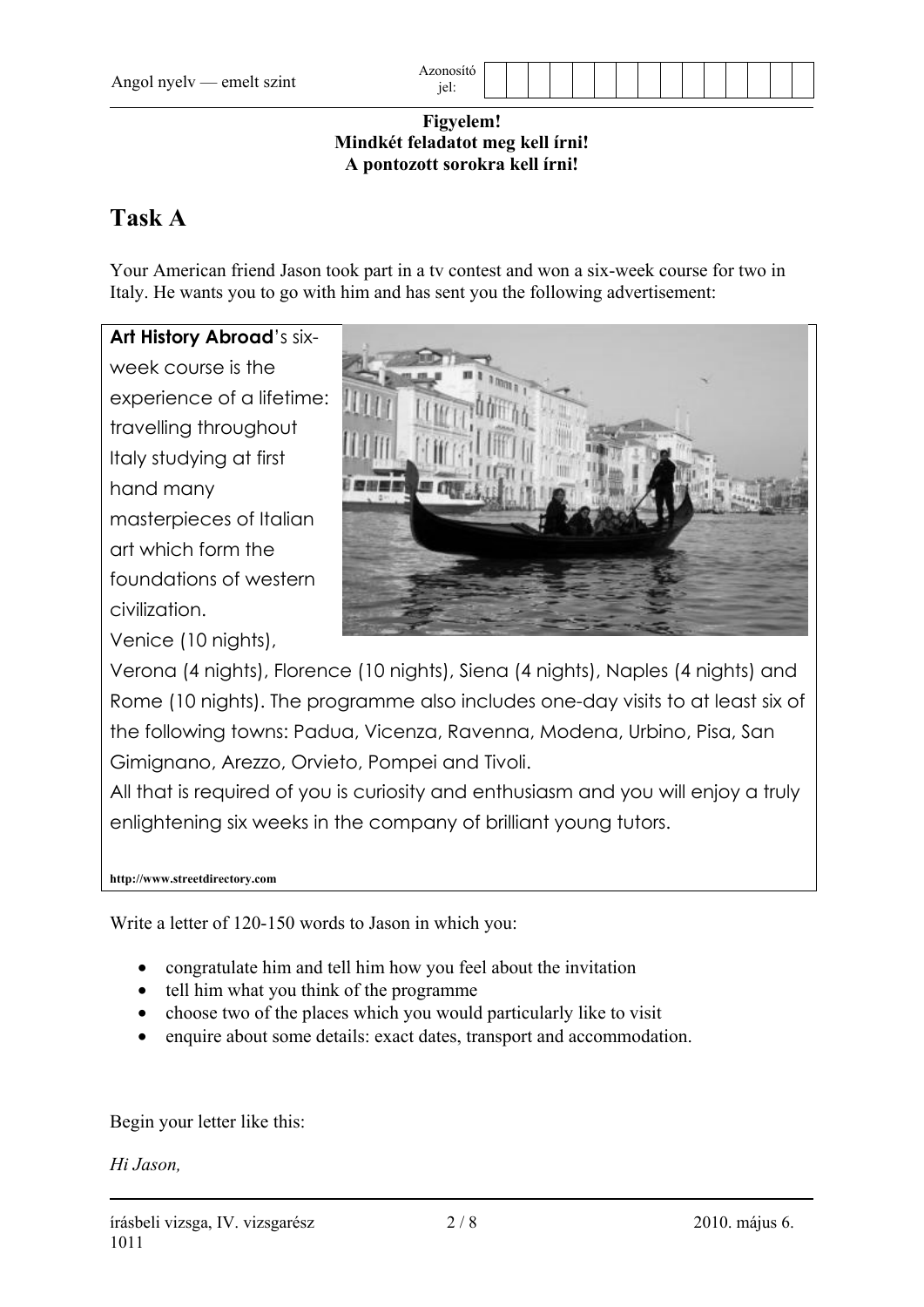**Figyelem!**
**Mindkét feladatot meg kell írni!**
**A pontozott sorokra kell írni!**

# Task A

Your American friend Jason took part in a tv contest and won a six-week course for two in Italy. He wants you to go with him and has sent you the following advertisement:

> **Art History Abroad**'s six-week course is the experience of a lifetime: travelling throughout Italy studying at first hand many masterpieces of Italian art which form the foundations of western civilization.
> Venice (10 nights), Verona (4 nights), Florence (10 nights), Siena (4 nights), Naples (4 nights) and Rome (10 nights). The programme also includes one-day visits to at least six of the following towns: Padua, Vicenza, Ravenna, Modena, Urbino, Pisa, San Gimignano, Arezzo, Orvieto, Pompei and Tivoli.
> All that is required of you is curiosity and enthusiasm and you will enjoy a truly enlightening six weeks in the company of brilliant young tutors.
>
> **http://www.streetdirectory.com**

Write a letter of 120-150 words to Jason in which you:

- congratulate him and tell him how you feel about the invitation
- tell him what you think of the programme
- choose two of the places which you would particularly like to visit
- enquire about some details: exact dates, transport and accommodation.

Begin your letter like this:

*Hi Jason,*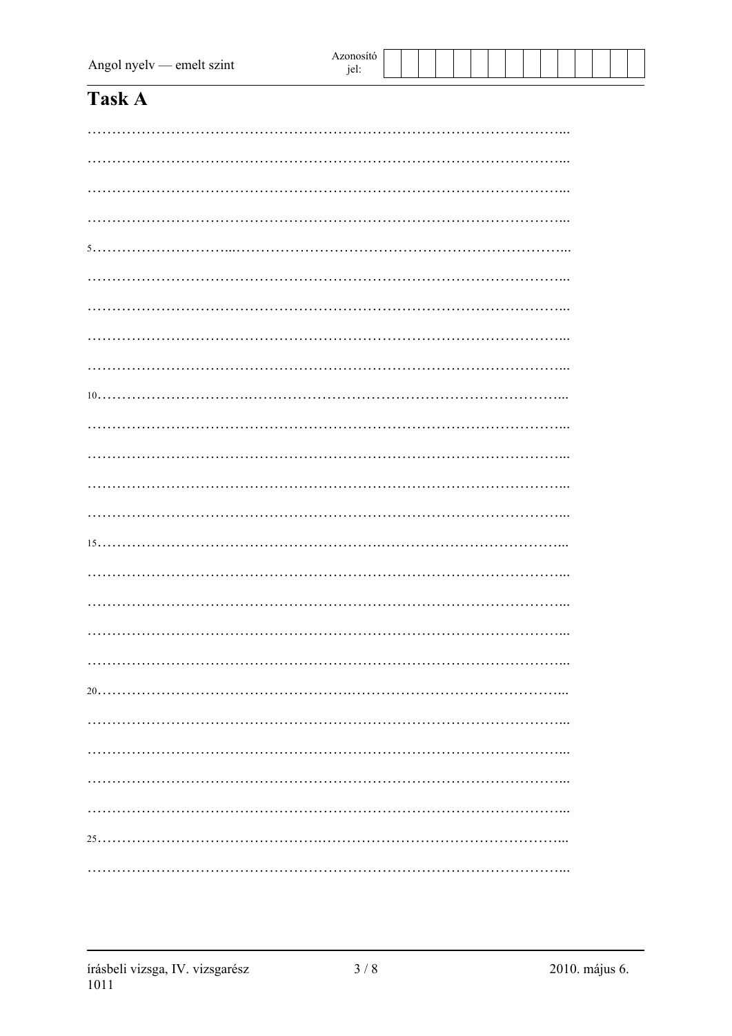# Task A

…………………………………………………………………………………………...

…………………………………………………………………………………………...

…………………………………………………………………………………………...

…………………………………………………………………………………………...

5…………………………………………………………………………………………...

…………………………………………………………………………………………...

…………………………………………………………………………………………...

…………………………………………………………………………………………...

…………………………………………………………………………………………...

10…………………………………………………………………………………………...

…………………………………………………………………………………………...

…………………………………………………………………………………………...

…………………………………………………………………………………………...

…………………………………………………………………………………………...

15…………………………………………………………………………………………...

…………………………………………………………………………………………...

…………………………………………………………………………………………...

…………………………………………………………………………………………...

…………………………………………………………………………………………...

20…………………………………………………………………………………………...

…………………………………………………………………………………………...

…………………………………………………………………………………………...

…………………………………………………………………………………………...

…………………………………………………………………………………………...

25…………………………………………………………………………………………...

…………………………………………………………………………………………...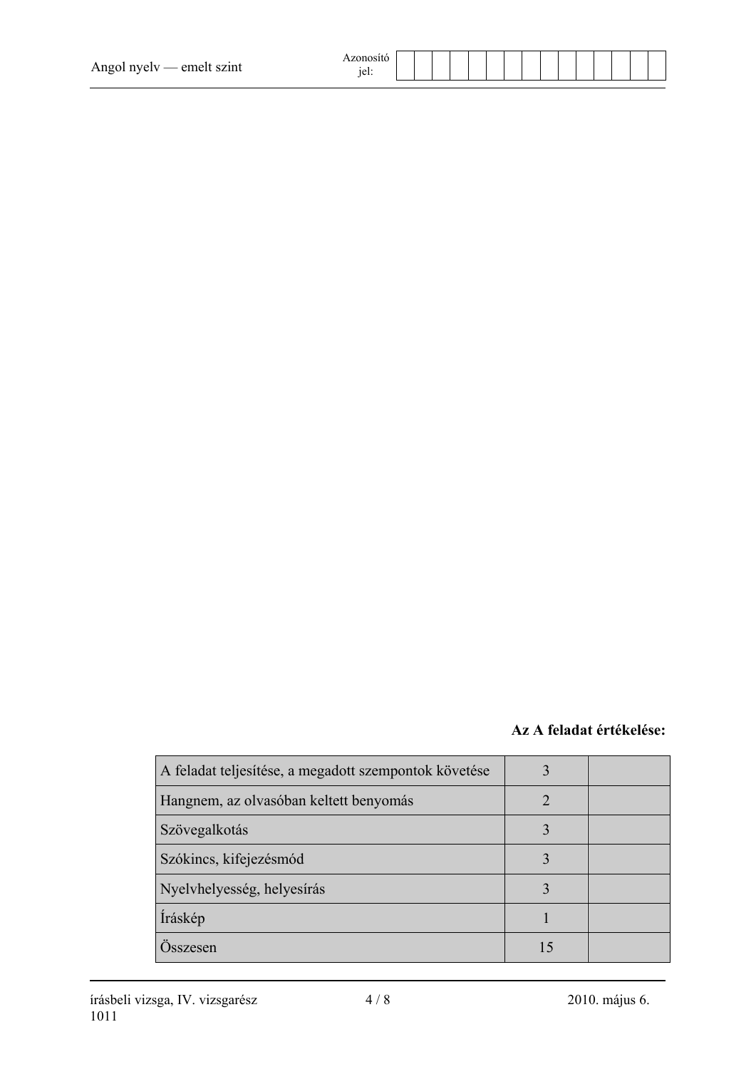**Az A feladat értékelése:**

| | | |
|---|---|---|
| A feladat teljesítése, a megadott szempontok követése | 3 | |
| Hangnem, az olvasóban keltett benyomás | 2 | |
| Szövegalkotás | 3 | |
| Szókincs, kifejezésmód | 3 | |
| Nyelvhelyesség, helyesírás | 3 | |
| Írásкép | 1 | |
| Összesen | 15 | |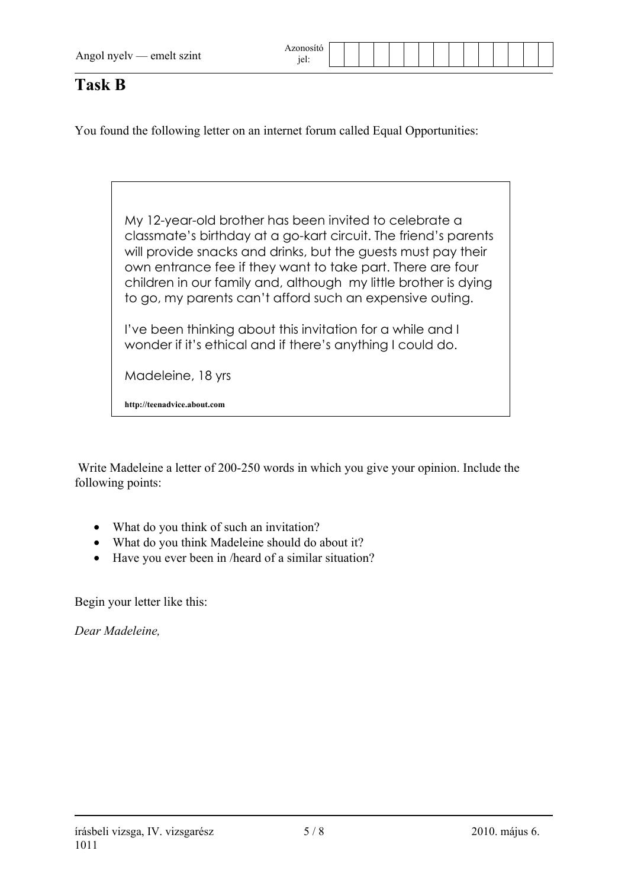# Task B

You found the following letter on an internet forum called Equal Opportunities:

> My 12-year-old brother has been invited to celebrate a classmate's birthday at a go-kart circuit. The friend's parents will provide snacks and drinks, but the guests must pay their own entrance fee if they want to take part. There are four children in our family and, although my little brother is dying to go, my parents can't afford such an expensive outing.
>
> I've been thinking about this invitation for a while and I wonder if it's ethical and if there's anything I could do.
>
> Madeleine, 18 yrs
>
> **http://teenadvice.about.com**

Write Madeleine a letter of 200-250 words in which you give your opinion. Include the following points:

- What do you think of such an invitation?
- What do you think Madeleine should do about it?
- Have you ever been in /heard of a similar situation?

Begin your letter like this:

*Dear Madeleine,*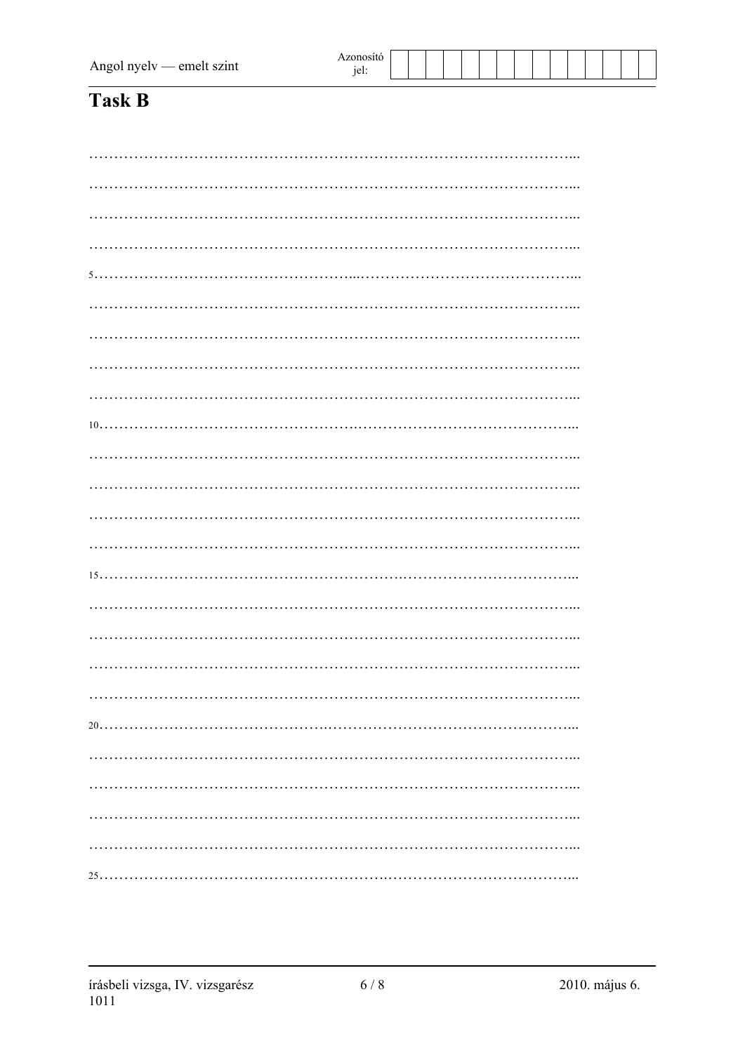# Task B

……………………………………………………………………………………...

……………………………………………………………………………………...

……………………………………………………………………………………...

……………………………………………………………………………………...

5……………………………………………………………………………………...

……………………………………………………………………………………...

……………………………………………………………………………………...

……………………………………………………………………………………...

……………………………………………………………………………………...

10……………………………………………………………………………………...

……………………………………………………………………………………...

……………………………………………………………………………………...

……………………………………………………………………………………...

……………………………………………………………………………………...

15……………………………………………………………………………………...

……………………………………………………………………………………...

……………………………………………………………………………………...

……………………………………………………………………………………...

……………………………………………………………………………………...

20……………………………………………………………………………………...

……………………………………………………………………………………...

……………………………………………………………………………………...

……………………………………………………………………………………...

……………………………………………………………………………………...

25……………………………………………………………………………………...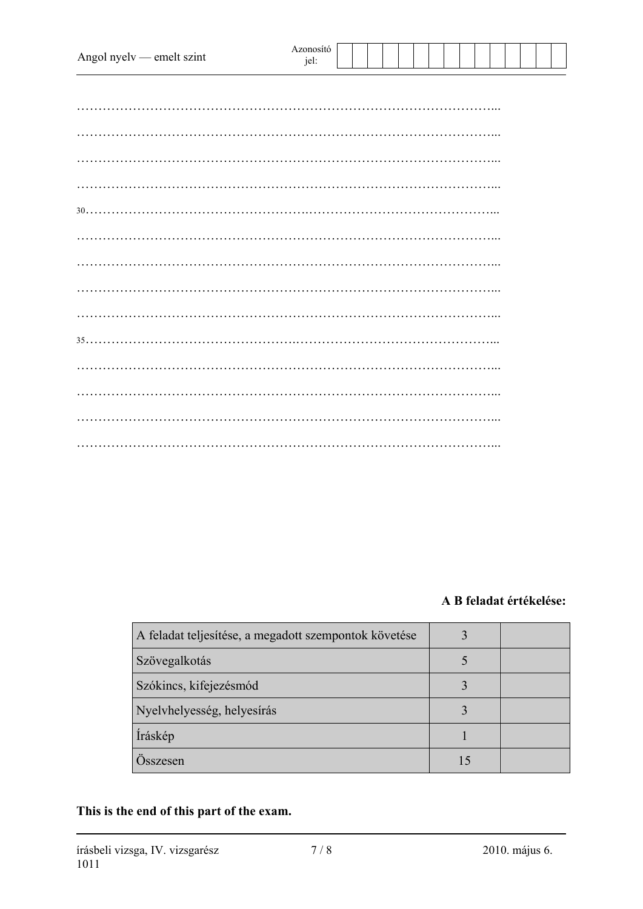……………………………………………………………………………………...

……………………………………………………………………………………...

……………………………………………………………………………………...

……………………………………………………………………………………...

30……………………………………………………………………………………...

……………………………………………………………………………………...

……………………………………………………………………………………...

……………………………………………………………………………………...

……………………………………………………………………………………...

35……………………………………………………………………………………...

……………………………………………………………………………………...

……………………………………………………………………………………...

……………………………………………………………………………………...

……………………………………………………………………………………...

**A B feladat értékelése:**

| | | |
|---|---|---|
| A feladat teljesítése, a megadott szempontok követése | 3 | |
| Szövegalkotás | 5 | |
| Szókincs, kifejezésmód | 3 | |
| Nyelvhelyesség, helyesírás | 3 | |
| Íráskép | 1 | |
| Összesen | 15 | |

**This is the end of this part of the exam.**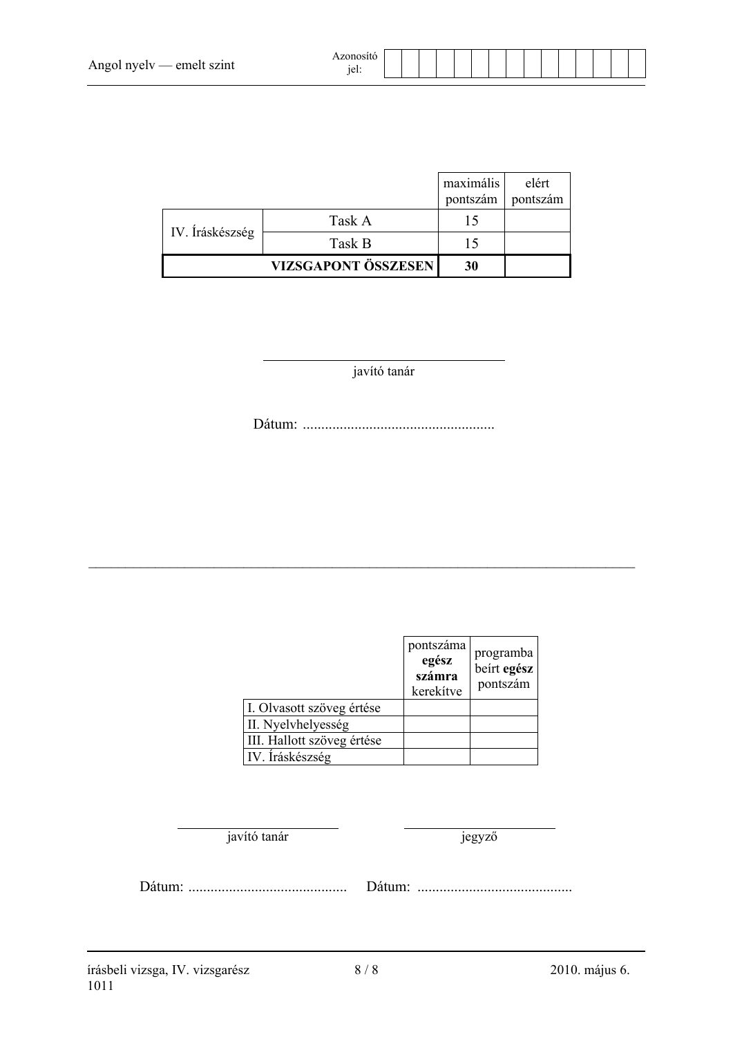| | | maximális pontszám | elért pontszám |
|---|---|---|---|
| IV. Íráskészség | Task A | 15 | |
| | Task B | 15 | |
| **VIZSGAPONT ÖSSZESEN** | | **30** | |

javító tanár

Dátum: ....................................................

---

| | pontszáma **egész számra** kerekítve | programba beírt **egész** pontszám |
|---|---|---|
| I. Olvasott szöveg értése | | |
| II. Nyelvhelyesség | | |
| III. Hallott szöveg értése | | |
| IV. Íráskészség | | |

javító tanár

jegyző

Dátum: ...........................................

Dátum: ..........................................